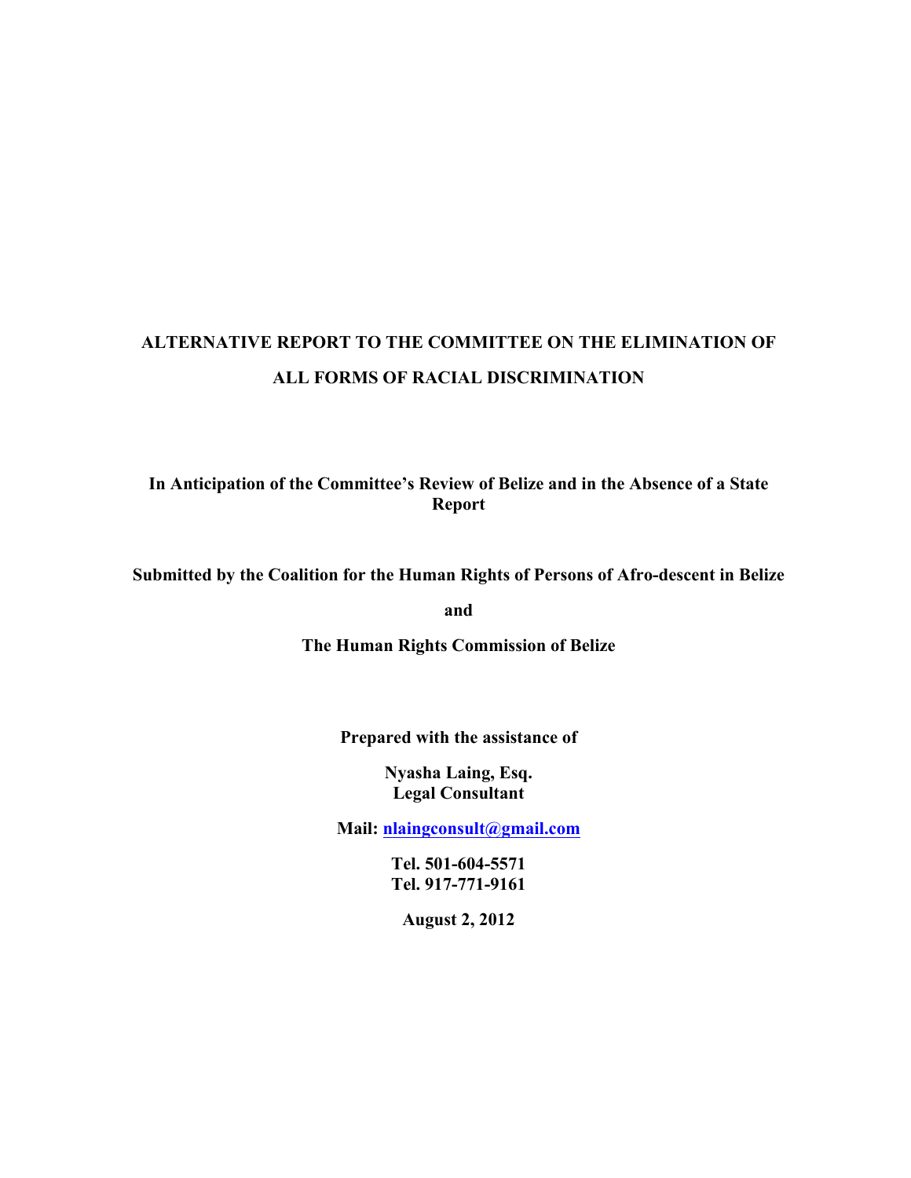# ALTERNATIVE REPORT TO THE COMMITTEE ON THE ELIMINATION OF ALL FORMS OF RACIAL DISCRIMINATION

**In Anticipation of the Committee's Review of Belize and in the Absence of a State Report**

**Submitted by the Coalition for the Human Rights of Persons of Afro-descent in Belize**

**and**

**The Human Rights Commission of Belize**

**Prepared with the assistance of**

**Nyasha Laing, Esq.**
**Legal Consultant**

**Mail: nlaingconsult@gmail.com**

**Tel. 501-604-5571**
**Tel. 917-771-9161**

**August 2, 2012**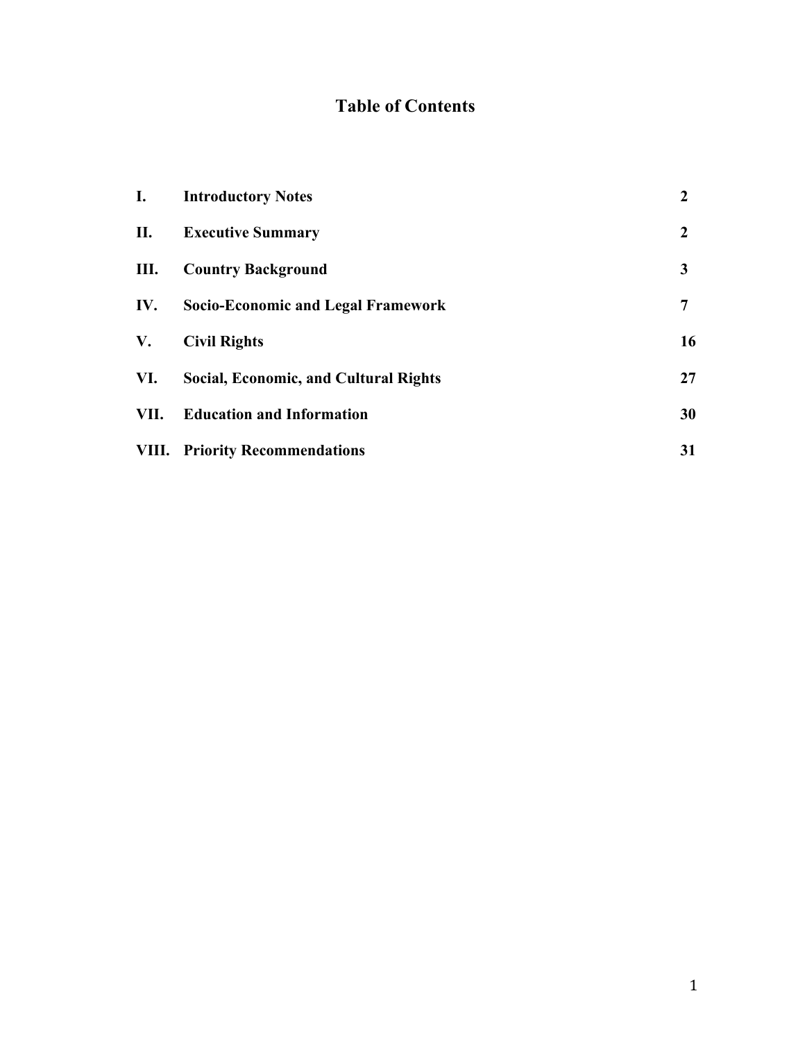# Table of Contents

| | | |
|---|---|---|
| **I.** | **Introductory Notes** | **2** |
| **II.** | **Executive Summary** | **2** |
| **III.** | **Country Background** | **3** |
| **IV.** | **Socio-Economic and Legal Framework** | **7** |
| **V.** | **Civil Rights** | **16** |
| **VI.** | **Social, Economic, and Cultural Rights** | **27** |
| **VII.** | **Education and Information** | **30** |
| **VIII.** | **Priority Recommendations** | **31** |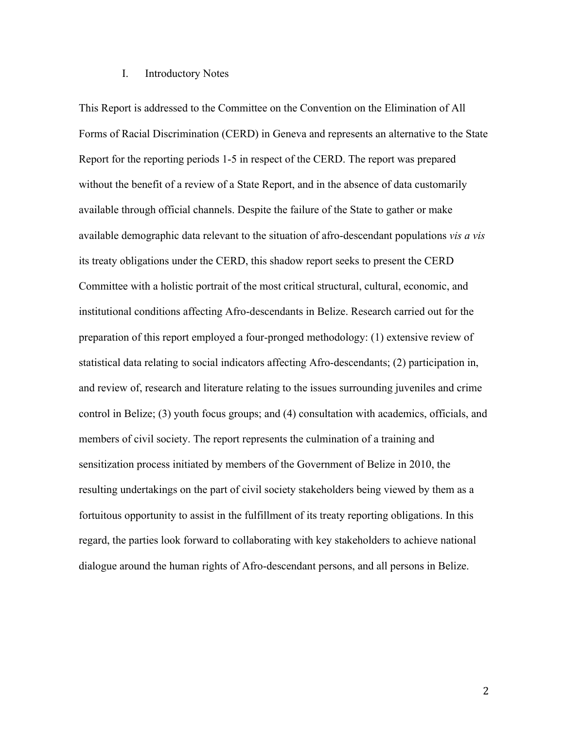## I. Introductory Notes

This Report is addressed to the Committee on the Convention on the Elimination of All Forms of Racial Discrimination (CERD) in Geneva and represents an alternative to the State Report for the reporting periods 1-5 in respect of the CERD. The report was prepared without the benefit of a review of a State Report, and in the absence of data customarily available through official channels. Despite the failure of the State to gather or make available demographic data relevant to the situation of afro-descendant populations *vis a vis* its treaty obligations under the CERD, this shadow report seeks to present the CERD Committee with a holistic portrait of the most critical structural, cultural, economic, and institutional conditions affecting Afro-descendants in Belize. Research carried out for the preparation of this report employed a four-pronged methodology: (1) extensive review of statistical data relating to social indicators affecting Afro-descendants; (2) participation in, and review of, research and literature relating to the issues surrounding juveniles and crime control in Belize; (3) youth focus groups; and (4) consultation with academics, officials, and members of civil society. The report represents the culmination of a training and sensitization process initiated by members of the Government of Belize in 2010, the resulting undertakings on the part of civil society stakeholders being viewed by them as a fortuitous opportunity to assist in the fulfillment of its treaty reporting obligations. In this regard, the parties look forward to collaborating with key stakeholders to achieve national dialogue around the human rights of Afro-descendant persons, and all persons in Belize.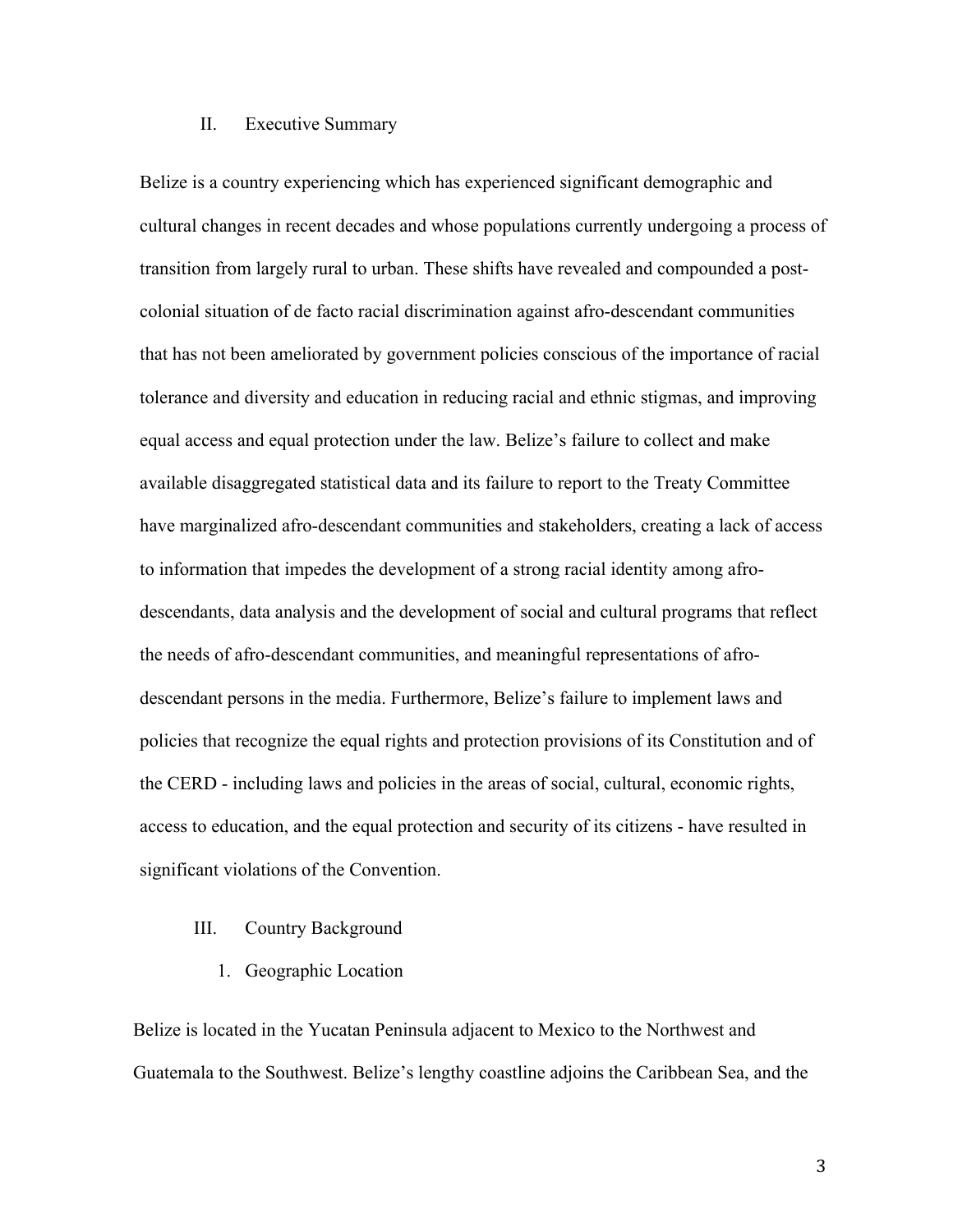## II. Executive Summary

Belize is a country experiencing which has experienced significant demographic and cultural changes in recent decades and whose populations currently undergoing a process of transition from largely rural to urban. These shifts have revealed and compounded a post-colonial situation of de facto racial discrimination against afro-descendant communities that has not been ameliorated by government policies conscious of the importance of racial tolerance and diversity and education in reducing racial and ethnic stigmas, and improving equal access and equal protection under the law. Belize's failure to collect and make available disaggregated statistical data and its failure to report to the Treaty Committee have marginalized afro-descendant communities and stakeholders, creating a lack of access to information that impedes the development of a strong racial identity among afro-descendants, data analysis and the development of social and cultural programs that reflect the needs of afro-descendant communities, and meaningful representations of afro-descendant persons in the media. Furthermore, Belize's failure to implement laws and policies that recognize the equal rights and protection provisions of its Constitution and of the CERD - including laws and policies in the areas of social, cultural, economic rights, access to education, and the equal protection and security of its citizens - have resulted in significant violations of the Convention.

## III. Country Background

### 1. Geographic Location

Belize is located in the Yucatan Peninsula adjacent to Mexico to the Northwest and Guatemala to the Southwest. Belize's lengthy coastline adjoins the Caribbean Sea, and the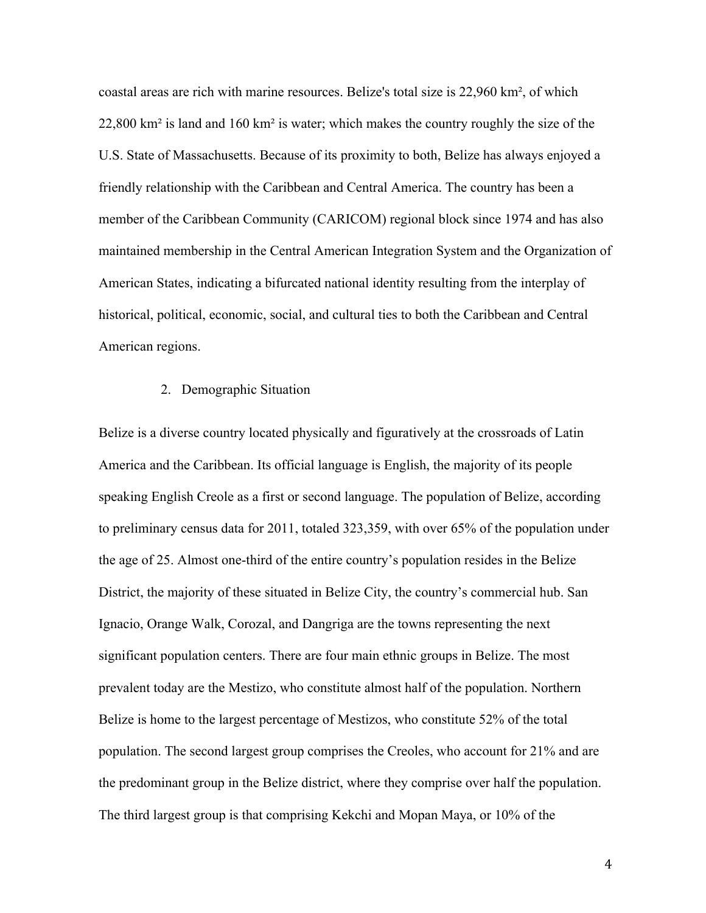coastal areas are rich with marine resources. Belize's total size is 22,960 km², of which 22,800 km² is land and 160 km² is water; which makes the country roughly the size of the U.S. State of Massachusetts. Because of its proximity to both, Belize has always enjoyed a friendly relationship with the Caribbean and Central America. The country has been a member of the Caribbean Community (CARICOM) regional block since 1974 and has also maintained membership in the Central American Integration System and the Organization of American States, indicating a bifurcated national identity resulting from the interplay of historical, political, economic, social, and cultural ties to both the Caribbean and Central American regions.

2. Demographic Situation

Belize is a diverse country located physically and figuratively at the crossroads of Latin America and the Caribbean. Its official language is English, the majority of its people speaking English Creole as a first or second language. The population of Belize, according to preliminary census data for 2011, totaled 323,359, with over 65% of the population under the age of 25. Almost one-third of the entire country's population resides in the Belize District, the majority of these situated in Belize City, the country's commercial hub. San Ignacio, Orange Walk, Corozal, and Dangriga are the towns representing the next significant population centers. There are four main ethnic groups in Belize. The most prevalent today are the Mestizo, who constitute almost half of the population. Northern Belize is home to the largest percentage of Mestizos, who constitute 52% of the total population. The second largest group comprises the Creoles, who account for 21% and are the predominant group in the Belize district, where they comprise over half the population. The third largest group is that comprising Kekchi and Mopan Maya, or 10% of the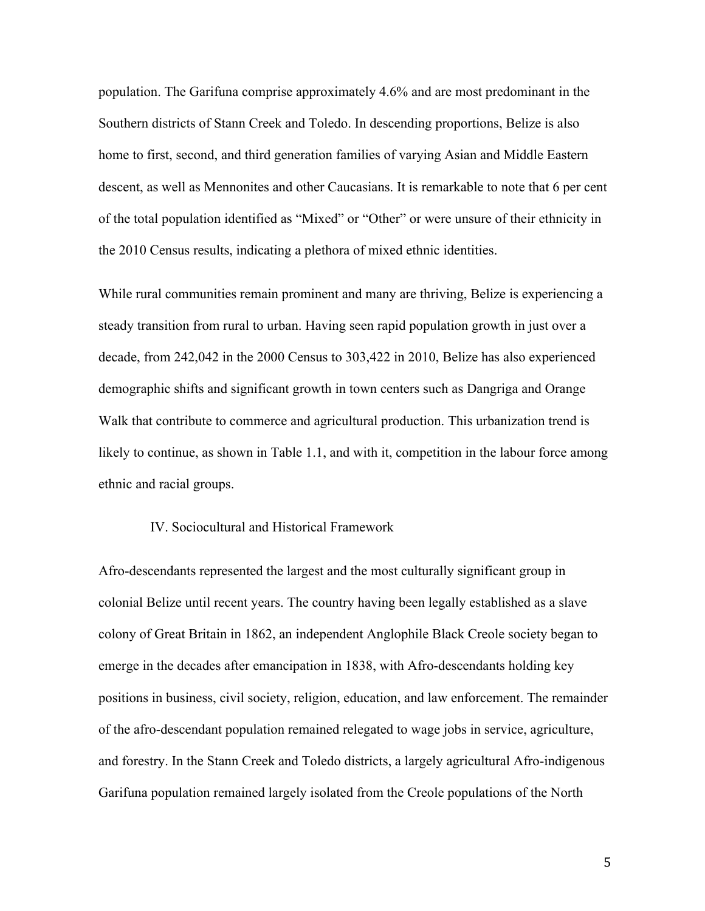population. The Garifuna comprise approximately 4.6% and are most predominant in the Southern districts of Stann Creek and Toledo. In descending proportions, Belize is also home to first, second, and third generation families of varying Asian and Middle Eastern descent, as well as Mennonites and other Caucasians. It is remarkable to note that 6 per cent of the total population identified as "Mixed" or "Other" or were unsure of their ethnicity in the 2010 Census results, indicating a plethora of mixed ethnic identities.

While rural communities remain prominent and many are thriving, Belize is experiencing a steady transition from rural to urban. Having seen rapid population growth in just over a decade, from 242,042 in the 2000 Census to 303,422 in 2010, Belize has also experienced demographic shifts and significant growth in town centers such as Dangriga and Orange Walk that contribute to commerce and agricultural production. This urbanization trend is likely to continue, as shown in Table 1.1, and with it, competition in the labour force among ethnic and racial groups.

## IV. Sociocultural and Historical Framework

Afro-descendants represented the largest and the most culturally significant group in colonial Belize until recent years. The country having been legally established as a slave colony of Great Britain in 1862, an independent Anglophile Black Creole society began to emerge in the decades after emancipation in 1838, with Afro-descendants holding key positions in business, civil society, religion, education, and law enforcement. The remainder of the afro-descendant population remained relegated to wage jobs in service, agriculture, and forestry. In the Stann Creek and Toledo districts, a largely agricultural Afro-indigenous Garifuna population remained largely isolated from the Creole populations of the North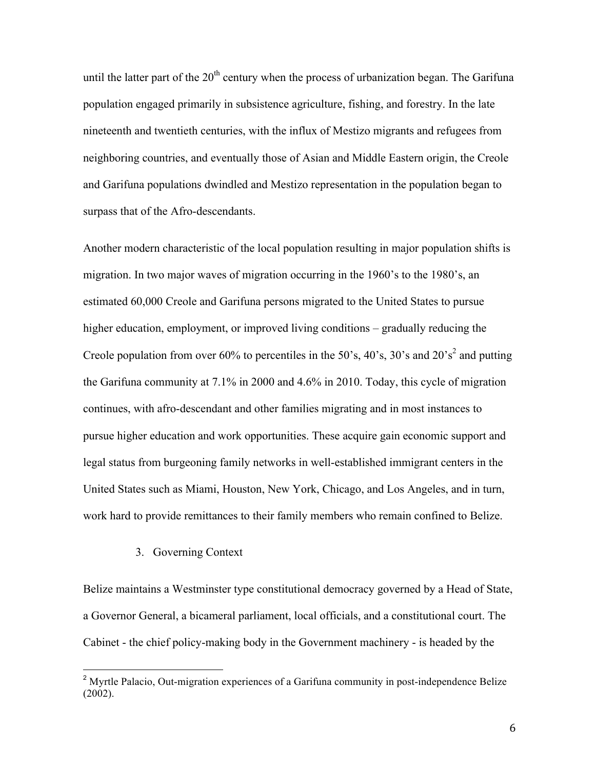until the latter part of the 20th century when the process of urbanization began. The Garifuna population engaged primarily in subsistence agriculture, fishing, and forestry. In the late nineteenth and twentieth centuries, with the influx of Mestizo migrants and refugees from neighboring countries, and eventually those of Asian and Middle Eastern origin, the Creole and Garifuna populations dwindled and Mestizo representation in the population began to surpass that of the Afro-descendants.

Another modern characteristic of the local population resulting in major population shifts is migration. In two major waves of migration occurring in the 1960's to the 1980's, an estimated 60,000 Creole and Garifuna persons migrated to the United States to pursue higher education, employment, or improved living conditions – gradually reducing the Creole population from over 60% to percentiles in the 50's, 40's, 30's and 20's[2] and putting the Garifuna community at 7.1% in 2000 and 4.6% in 2010. Today, this cycle of migration continues, with afro-descendant and other families migrating and in most instances to pursue higher education and work opportunities. These acquire gain economic support and legal status from burgeoning family networks in well-established immigrant centers in the United States such as Miami, Houston, New York, Chicago, and Los Angeles, and in turn, work hard to provide remittances to their family members who remain confined to Belize.

3. Governing Context

Belize maintains a Westminster type constitutional democracy governed by a Head of State, a Governor General, a bicameral parliament, local officials, and a constitutional court. The Cabinet - the chief policy-making body in the Government machinery - is headed by the

[2] Myrtle Palacio, Out-migration experiences of a Garifuna community in post-independence Belize (2002).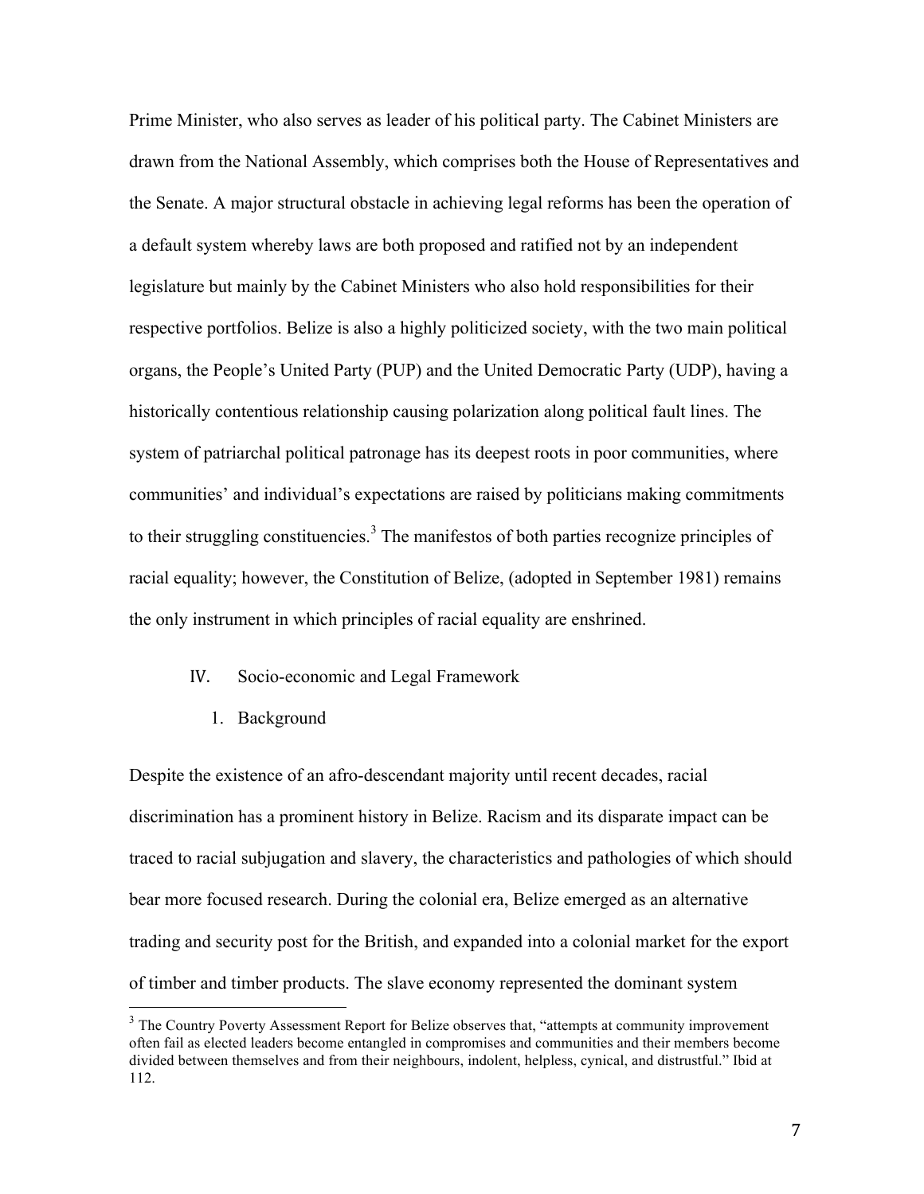Prime Minister, who also serves as leader of his political party. The Cabinet Ministers are drawn from the National Assembly, which comprises both the House of Representatives and the Senate. A major structural obstacle in achieving legal reforms has been the operation of a default system whereby laws are both proposed and ratified not by an independent legislature but mainly by the Cabinet Ministers who also hold responsibilities for their respective portfolios. Belize is also a highly politicized society, with the two main political organs, the People's United Party (PUP) and the United Democratic Party (UDP), having a historically contentious relationship causing polarization along political fault lines. The system of patriarchal political patronage has its deepest roots in poor communities, where communities' and individual's expectations are raised by politicians making commitments to their struggling constituencies.[3] The manifestos of both parties recognize principles of racial equality; however, the Constitution of Belize, (adopted in September 1981) remains the only instrument in which principles of racial equality are enshrined.

## IV. Socio-economic and Legal Framework

### 1. Background

Despite the existence of an afro-descendant majority until recent decades, racial discrimination has a prominent history in Belize. Racism and its disparate impact can be traced to racial subjugation and slavery, the characteristics and pathologies of which should bear more focused research. During the colonial era, Belize emerged as an alternative trading and security post for the British, and expanded into a colonial market for the export of timber and timber products. The slave economy represented the dominant system

---

[3] The Country Poverty Assessment Report for Belize observes that, "attempts at community improvement often fail as elected leaders become entangled in compromises and communities and their members become divided between themselves and from their neighbours, indolent, helpless, cynical, and distrustful." Ibid at 112.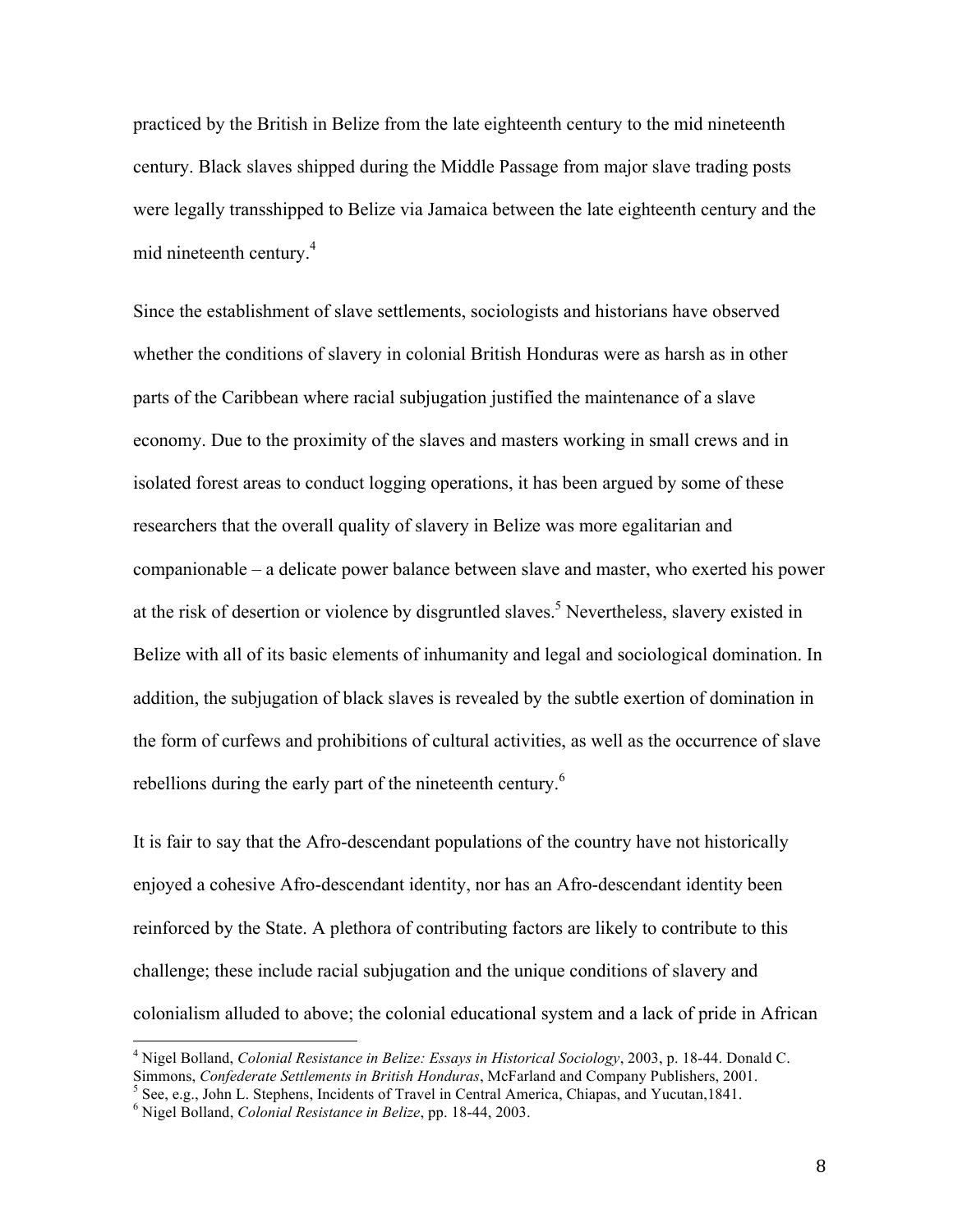practiced by the British in Belize from the late eighteenth century to the mid nineteenth century. Black slaves shipped during the Middle Passage from major slave trading posts were legally transshipped to Belize via Jamaica between the late eighteenth century and the mid nineteenth century.[4]

Since the establishment of slave settlements, sociologists and historians have observed whether the conditions of slavery in colonial British Honduras were as harsh as in other parts of the Caribbean where racial subjugation justified the maintenance of a slave economy. Due to the proximity of the slaves and masters working in small crews and in isolated forest areas to conduct logging operations, it has been argued by some of these researchers that the overall quality of slavery in Belize was more egalitarian and companionable – a delicate power balance between slave and master, who exerted his power at the risk of desertion or violence by disgruntled slaves.[5] Nevertheless, slavery existed in Belize with all of its basic elements of inhumanity and legal and sociological domination. In addition, the subjugation of black slaves is revealed by the subtle exertion of domination in the form of curfews and prohibitions of cultural activities, as well as the occurrence of slave rebellions during the early part of the nineteenth century.[6]

It is fair to say that the Afro-descendant populations of the country have not historically enjoyed a cohesive Afro-descendant identity, nor has an Afro-descendant identity been reinforced by the State. A plethora of contributing factors are likely to contribute to this challenge; these include racial subjugation and the unique conditions of slavery and colonialism alluded to above; the colonial educational system and a lack of pride in African

---

[4] Nigel Bolland, *Colonial Resistance in Belize: Essays in Historical Sociology*, 2003, p. 18-44. Donald C. Simmons, *Confederate Settlements in British Honduras*, McFarland and Company Publishers, 2001.

[5] See, e.g., John L. Stephens, Incidents of Travel in Central America, Chiapas, and Yucutan,1841.

[6] Nigel Bolland, *Colonial Resistance in Belize*, pp. 18-44, 2003.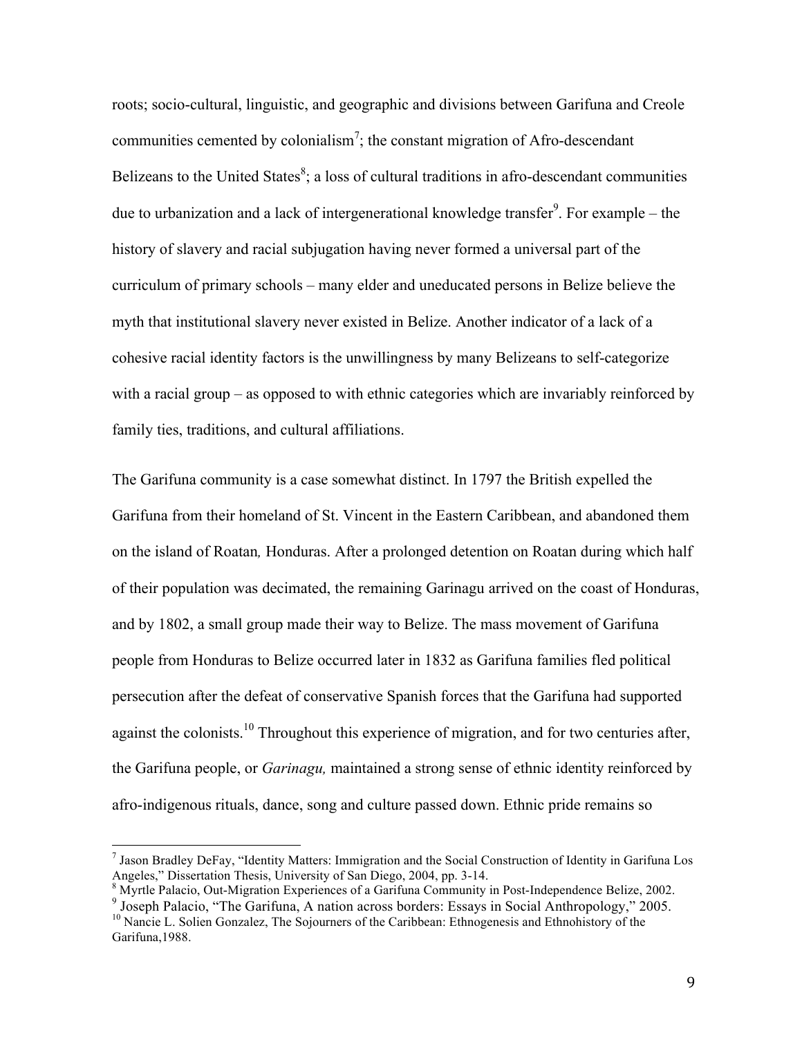roots; socio-cultural, linguistic, and geographic and divisions between Garifuna and Creole communities cemented by colonialism[7]; the constant migration of Afro-descendant Belizeans to the United States[8]; a loss of cultural traditions in afro-descendant communities due to urbanization and a lack of intergenerational knowledge transfer[9]. For example – the history of slavery and racial subjugation having never formed a universal part of the curriculum of primary schools – many elder and uneducated persons in Belize believe the myth that institutional slavery never existed in Belize. Another indicator of a lack of a cohesive racial identity factors is the unwillingness by many Belizeans to self-categorize with a racial group – as opposed to with ethnic categories which are invariably reinforced by family ties, traditions, and cultural affiliations.

The Garifuna community is a case somewhat distinct. In 1797 the British expelled the Garifuna from their homeland of St. Vincent in the Eastern Caribbean, and abandoned them on the island of Roatan*,* Honduras. After a prolonged detention on Roatan during which half of their population was decimated, the remaining Garinagu arrived on the coast of Honduras, and by 1802, a small group made their way to Belize. The mass movement of Garifuna people from Honduras to Belize occurred later in 1832 as Garifuna families fled political persecution after the defeat of conservative Spanish forces that the Garifuna had supported against the colonists.[10] Throughout this experience of migration, and for two centuries after, the Garifuna people, or *Garinagu,* maintained a strong sense of ethnic identity reinforced by afro-indigenous rituals, dance, song and culture passed down. Ethnic pride remains so

---

[7] Jason Bradley DeFay, "Identity Matters: Immigration and the Social Construction of Identity in Garifuna Los Angeles," Dissertation Thesis, University of San Diego, 2004, pp. 3-14.

[8] Myrtle Palacio, Out-Migration Experiences of a Garifuna Community in Post-Independence Belize, 2002.

[9] Joseph Palacio, "The Garifuna, A nation across borders: Essays in Social Anthropology," 2005.

[10] Nancie L. Solien Gonzalez, The Sojourners of the Caribbean: Ethnogenesis and Ethnohistory of the Garifuna,1988.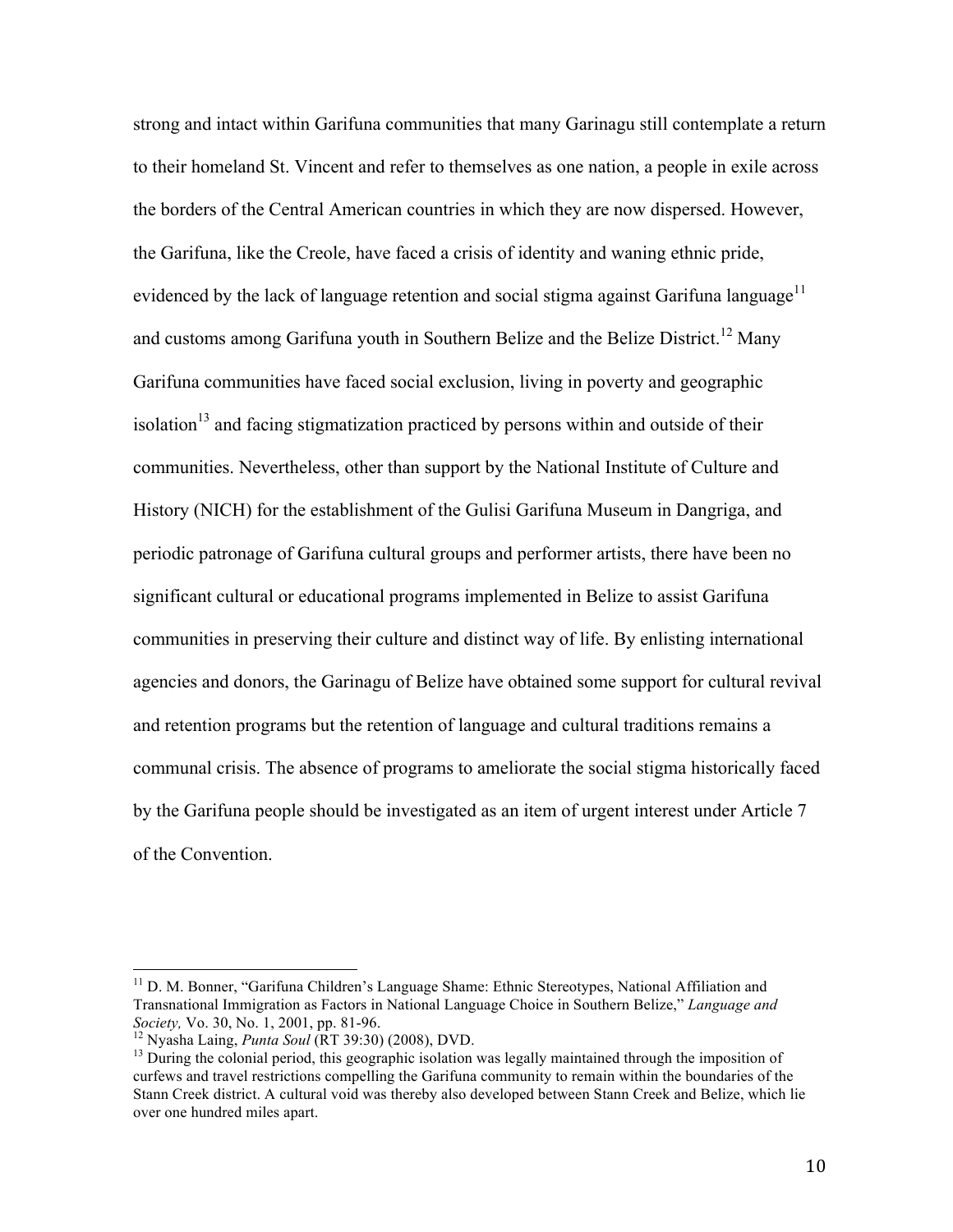strong and intact within Garifuna communities that many Garinagu still contemplate a return to their homeland St. Vincent and refer to themselves as one nation, a people in exile across the borders of the Central American countries in which they are now dispersed. However, the Garifuna, like the Creole, have faced a crisis of identity and waning ethnic pride, evidenced by the lack of language retention and social stigma against Garifuna language[11] and customs among Garifuna youth in Southern Belize and the Belize District.[12] Many Garifuna communities have faced social exclusion, living in poverty and geographic isolation[13] and facing stigmatization practiced by persons within and outside of their communities. Nevertheless, other than support by the National Institute of Culture and History (NICH) for the establishment of the Gulisi Garifuna Museum in Dangriga, and periodic patronage of Garifuna cultural groups and performer artists, there have been no significant cultural or educational programs implemented in Belize to assist Garifuna communities in preserving their culture and distinct way of life. By enlisting international agencies and donors, the Garinagu of Belize have obtained some support for cultural revival and retention programs but the retention of language and cultural traditions remains a communal crisis. The absence of programs to ameliorate the social stigma historically faced by the Garifuna people should be investigated as an item of urgent interest under Article 7 of the Convention.

---

[11] D. M. Bonner, "Garifuna Children's Language Shame: Ethnic Stereotypes, National Affiliation and Transnational Immigration as Factors in National Language Choice in Southern Belize," *Language and Society,* Vo. 30, No. 1, 2001, pp. 81-96.

[12] Nyasha Laing, *Punta Soul* (RT 39:30) (2008), DVD.

[13] During the colonial period, this geographic isolation was legally maintained through the imposition of curfews and travel restrictions compelling the Garifuna community to remain within the boundaries of the Stann Creek district. A cultural void was thereby also developed between Stann Creek and Belize, which lie over one hundred miles apart.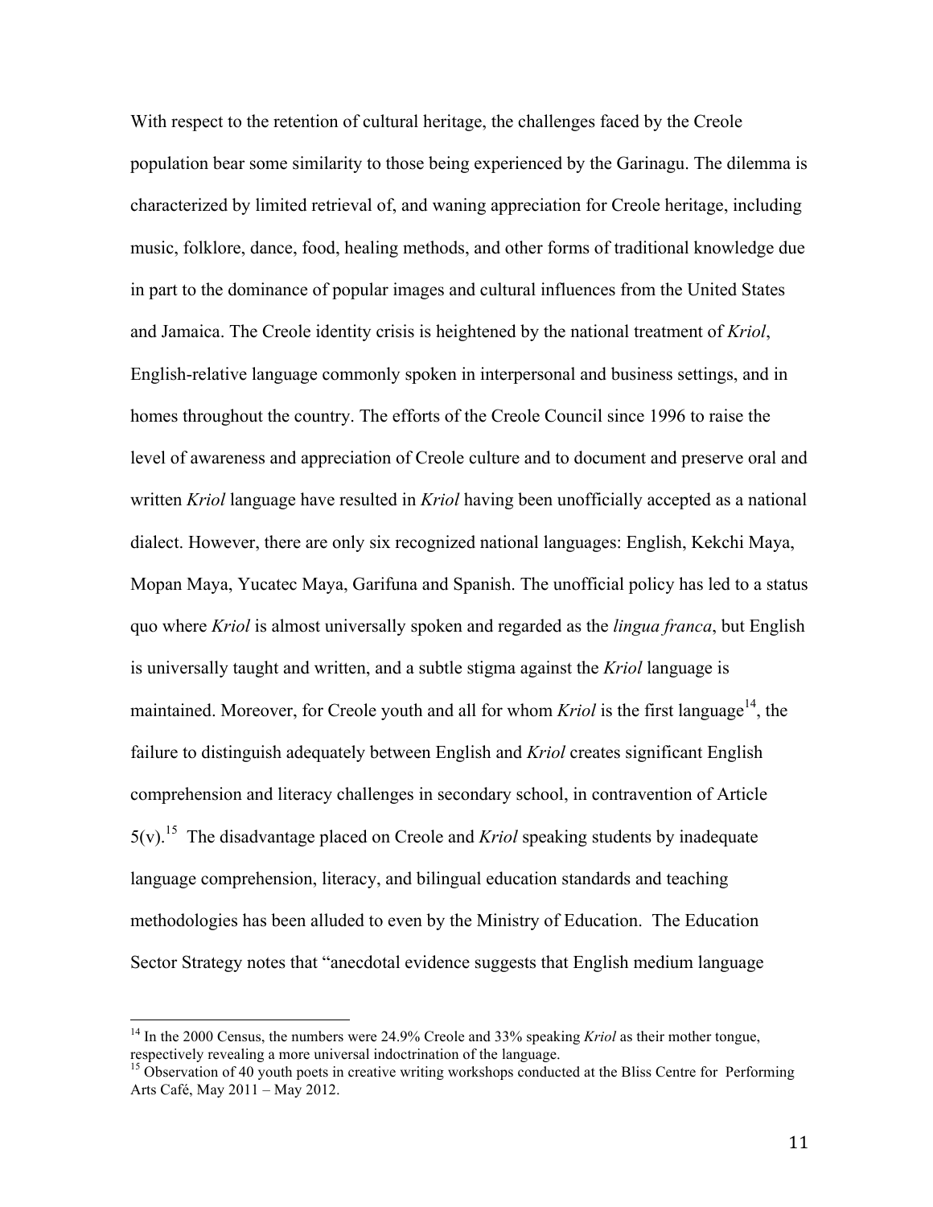With respect to the retention of cultural heritage, the challenges faced by the Creole population bear some similarity to those being experienced by the Garinagu. The dilemma is characterized by limited retrieval of, and waning appreciation for Creole heritage, including music, folklore, dance, food, healing methods, and other forms of traditional knowledge due in part to the dominance of popular images and cultural influences from the United States and Jamaica. The Creole identity crisis is heightened by the national treatment of *Kriol*, English-relative language commonly spoken in interpersonal and business settings, and in homes throughout the country. The efforts of the Creole Council since 1996 to raise the level of awareness and appreciation of Creole culture and to document and preserve oral and written *Kriol* language have resulted in *Kriol* having been unofficially accepted as a national dialect. However, there are only six recognized national languages: English, Kekchi Maya, Mopan Maya, Yucatec Maya, Garifuna and Spanish. The unofficial policy has led to a status quo where *Kriol* is almost universally spoken and regarded as the *lingua franca*, but English is universally taught and written, and a subtle stigma against the *Kriol* language is maintained. Moreover, for Creole youth and all for whom *Kriol* is the first language[14], the failure to distinguish adequately between English and *Kriol* creates significant English comprehension and literacy challenges in secondary school, in contravention of Article 5(v).[15] The disadvantage placed on Creole and *Kriol* speaking students by inadequate language comprehension, literacy, and bilingual education standards and teaching methodologies has been alluded to even by the Ministry of Education. The Education Sector Strategy notes that "anecdotal evidence suggests that English medium language

---

[14] In the 2000 Census, the numbers were 24.9% Creole and 33% speaking *Kriol* as their mother tongue, respectively revealing a more universal indoctrination of the language.

[15] Observation of 40 youth poets in creative writing workshops conducted at the Bliss Centre for Performing Arts Café, May 2011 – May 2012.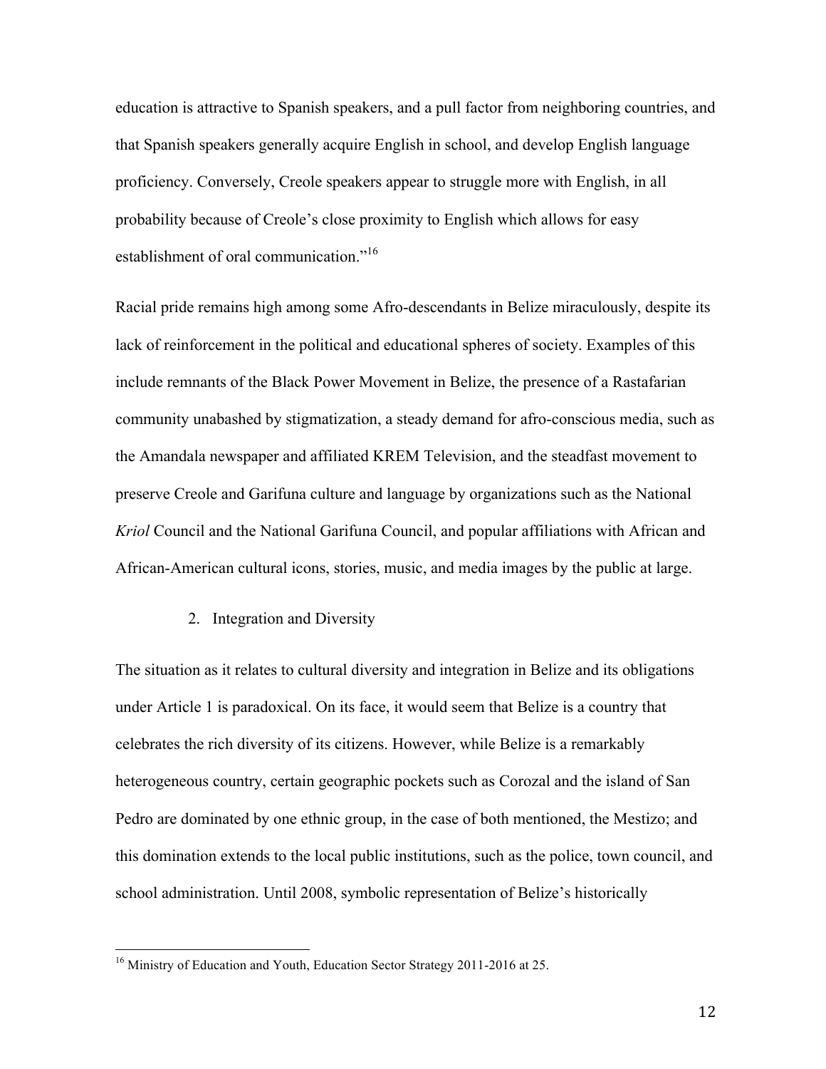education is attractive to Spanish speakers, and a pull factor from neighboring countries, and that Spanish speakers generally acquire English in school, and develop English language proficiency. Conversely, Creole speakers appear to struggle more with English, in all probability because of Creole's close proximity to English which allows for easy establishment of oral communication."[16]

Racial pride remains high among some Afro-descendants in Belize miraculously, despite its lack of reinforcement in the political and educational spheres of society. Examples of this include remnants of the Black Power Movement in Belize, the presence of a Rastafarian community unabashed by stigmatization, a steady demand for afro-conscious media, such as the Amandala newspaper and affiliated KREM Television, and the steadfast movement to preserve Creole and Garifuna culture and language by organizations such as the National *Kriol* Council and the National Garifuna Council, and popular affiliations with African and African-American cultural icons, stories, music, and media images by the public at large.

2. Integration and Diversity

The situation as it relates to cultural diversity and integration in Belize and its obligations under Article 1 is paradoxical. On its face, it would seem that Belize is a country that celebrates the rich diversity of its citizens. However, while Belize is a remarkably heterogeneous country, certain geographic pockets such as Corozal and the island of San Pedro are dominated by one ethnic group, in the case of both mentioned, the Mestizo; and this domination extends to the local public institutions, such as the police, town council, and school administration. Until 2008, symbolic representation of Belize's historically

[16] Ministry of Education and Youth, Education Sector Strategy 2011-2016 at 25.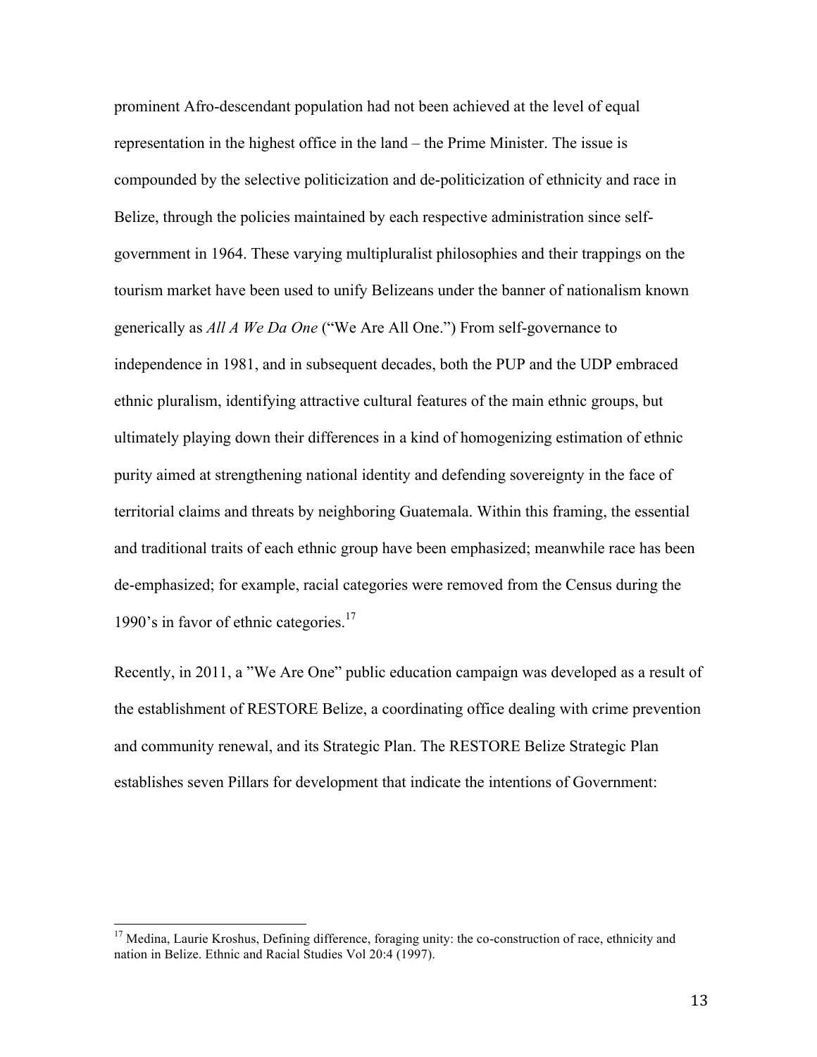prominent Afro-descendant population had not been achieved at the level of equal representation in the highest office in the land – the Prime Minister. The issue is compounded by the selective politicization and de-politicization of ethnicity and race in Belize, through the policies maintained by each respective administration since self-government in 1964. These varying multipluralist philosophies and their trappings on the tourism market have been used to unify Belizeans under the banner of nationalism known generically as *All A We Da One* ("We Are All One.") From self-governance to independence in 1981, and in subsequent decades, both the PUP and the UDP embraced ethnic pluralism, identifying attractive cultural features of the main ethnic groups, but ultimately playing down their differences in a kind of homogenizing estimation of ethnic purity aimed at strengthening national identity and defending sovereignty in the face of territorial claims and threats by neighboring Guatemala. Within this framing, the essential and traditional traits of each ethnic group have been emphasized; meanwhile race has been de-emphasized; for example, racial categories were removed from the Census during the 1990's in favor of ethnic categories.[17]

Recently, in 2011, a "We Are One" public education campaign was developed as a result of the establishment of RESTORE Belize, a coordinating office dealing with crime prevention and community renewal, and its Strategic Plan. The RESTORE Belize Strategic Plan establishes seven Pillars for development that indicate the intentions of Government:

[17] Medina, Laurie Kroshus, Defining difference, foraging unity: the co-construction of race, ethnicity and nation in Belize. Ethnic and Racial Studies Vol 20:4 (1997).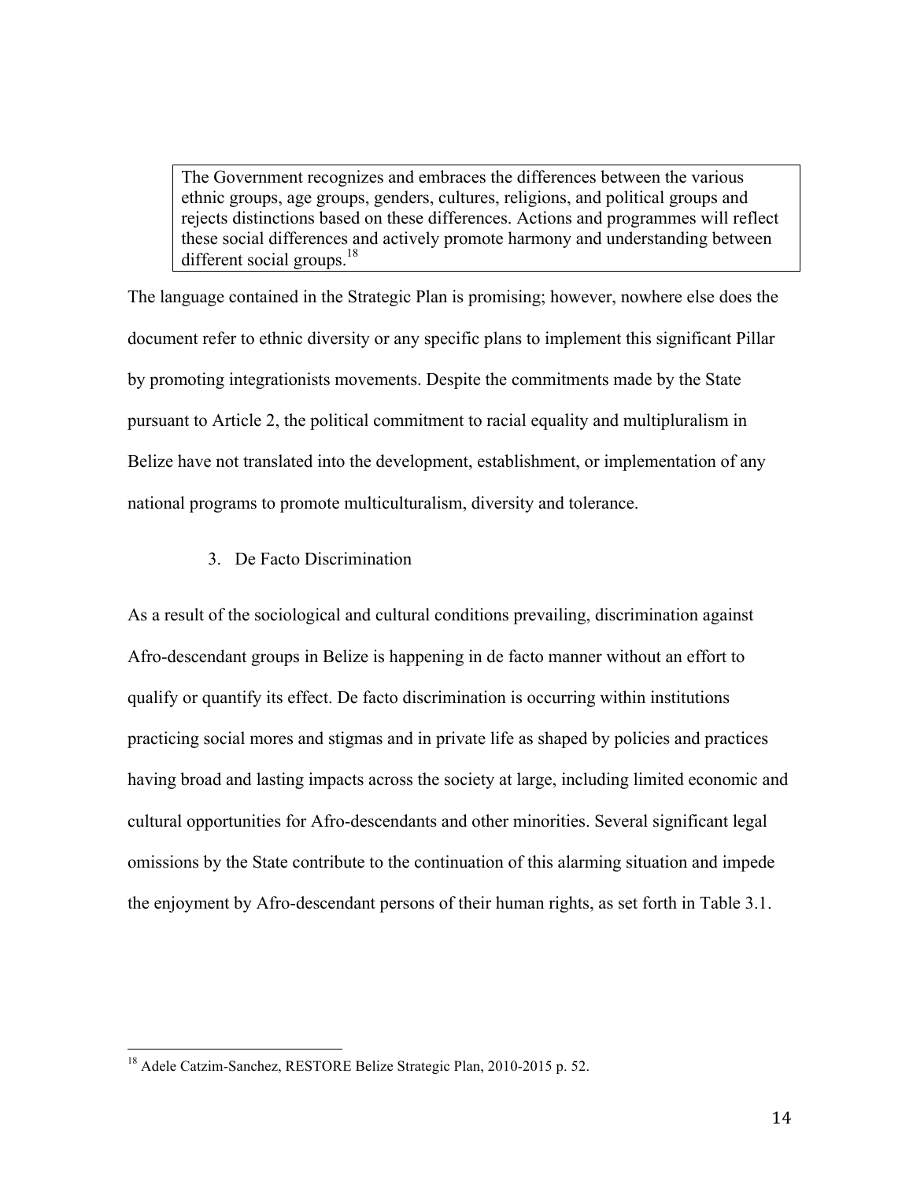> The Government recognizes and embraces the differences between the various ethnic groups, age groups, genders, cultures, religions, and political groups and rejects distinctions based on these differences. Actions and programmes will reflect these social differences and actively promote harmony and understanding between different social groups.[18]

The language contained in the Strategic Plan is promising; however, nowhere else does the document refer to ethnic diversity or any specific plans to implement this significant Pillar by promoting integrationists movements. Despite the commitments made by the State pursuant to Article 2, the political commitment to racial equality and multipluralism in Belize have not translated into the development, establishment, or implementation of any national programs to promote multiculturalism, diversity and tolerance.

3. De Facto Discrimination

As a result of the sociological and cultural conditions prevailing, discrimination against Afro-descendant groups in Belize is happening in de facto manner without an effort to qualify or quantify its effect. De facto discrimination is occurring within institutions practicing social mores and stigmas and in private life as shaped by policies and practices having broad and lasting impacts across the society at large, including limited economic and cultural opportunities for Afro-descendants and other minorities. Several significant legal omissions by the State contribute to the continuation of this alarming situation and impede the enjoyment by Afro-descendant persons of their human rights, as set forth in Table 3.1.

---

[18] Adele Catzim-Sanchez, RESTORE Belize Strategic Plan, 2010-2015 p. 52.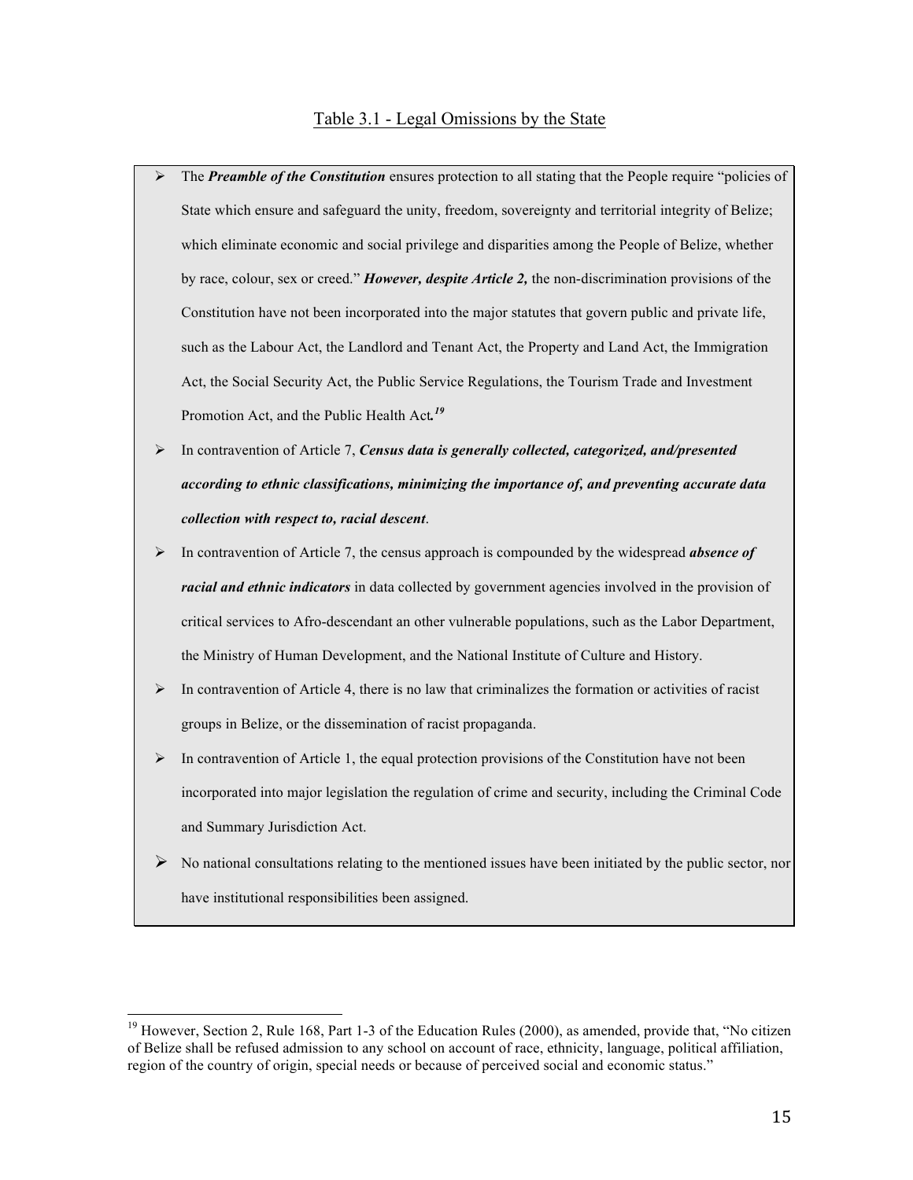Table 3.1 - Legal Omissions by the State

- The ***Preamble of the Constitution*** ensures protection to all stating that the People require "policies of State which ensure and safeguard the unity, freedom, sovereignty and territorial integrity of Belize; which eliminate economic and social privilege and disparities among the People of Belize, whether by race, colour, sex or creed." ***However, despite Article 2,*** the non-discrimination provisions of the Constitution have not been incorporated into the major statutes that govern public and private life, such as the Labour Act, the Landlord and Tenant Act, the Property and Land Act, the Immigration Act, the Social Security Act, the Public Service Regulations, the Tourism Trade and Investment Promotion Act, and the Public Health Act.[19]
- In contravention of Article 7, ***Census data is generally collected, categorized, and/presented according to ethnic classifications, minimizing the importance of, and preventing accurate data collection with respect to, racial descent***.
- In contravention of Article 7, the census approach is compounded by the widespread ***absence of racial and ethnic indicators*** in data collected by government agencies involved in the provision of critical services to Afro-descendant an other vulnerable populations, such as the Labor Department, the Ministry of Human Development, and the National Institute of Culture and History.
- In contravention of Article 4, there is no law that criminalizes the formation or activities of racist groups in Belize, or the dissemination of racist propaganda.
- In contravention of Article 1, the equal protection provisions of the Constitution have not been incorporated into major legislation the regulation of crime and security, including the Criminal Code and Summary Jurisdiction Act.
- No national consultations relating to the mentioned issues have been initiated by the public sector, nor have institutional responsibilities been assigned.

[19] However, Section 2, Rule 168, Part 1-3 of the Education Rules (2000), as amended, provide that, "No citizen of Belize shall be refused admission to any school on account of race, ethnicity, language, political affiliation, region of the country of origin, special needs or because of perceived social and economic status."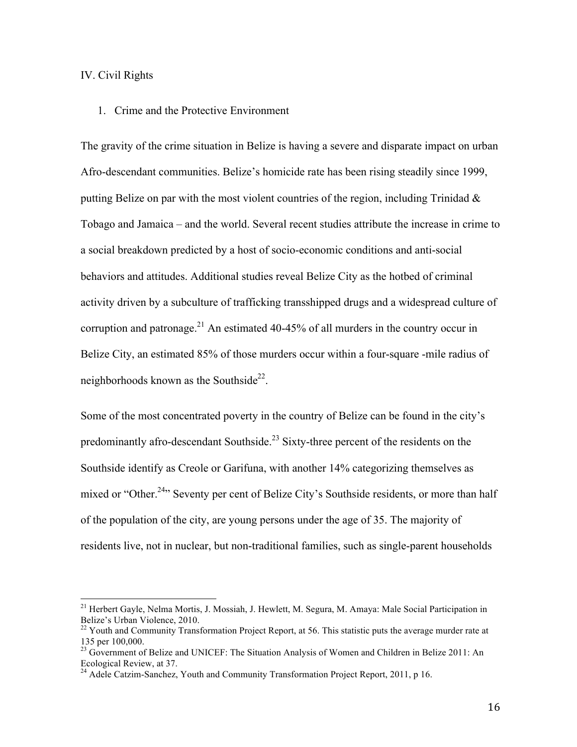IV. Civil Rights

1. Crime and the Protective Environment

The gravity of the crime situation in Belize is having a severe and disparate impact on urban Afro-descendant communities. Belize's homicide rate has been rising steadily since 1999, putting Belize on par with the most violent countries of the region, including Trinidad & Tobago and Jamaica – and the world. Several recent studies attribute the increase in crime to a social breakdown predicted by a host of socio-economic conditions and anti-social behaviors and attitudes. Additional studies reveal Belize City as the hotbed of criminal activity driven by a subculture of trafficking transshipped drugs and a widespread culture of corruption and patronage.[21] An estimated 40-45% of all murders in the country occur in Belize City, an estimated 85% of those murders occur within a four-square -mile radius of neighborhoods known as the Southside[22].

Some of the most concentrated poverty in the country of Belize can be found in the city's predominantly afro-descendant Southside.[23] Sixty-three percent of the residents on the Southside identify as Creole or Garifuna, with another 14% categorizing themselves as mixed or "Other.[24]" Seventy per cent of Belize City's Southside residents, or more than half of the population of the city, are young persons under the age of 35. The majority of residents live, not in nuclear, but non-traditional families, such as single-parent households

---

[21] Herbert Gayle, Nelma Mortis, J. Mossiah, J. Hewlett, M. Segura, M. Amaya: Male Social Participation in Belize's Urban Violence, 2010.

[22] Youth and Community Transformation Project Report, at 56. This statistic puts the average murder rate at 135 per 100,000.

[23] Government of Belize and UNICEF: The Situation Analysis of Women and Children in Belize 2011: An Ecological Review, at 37.

[24] Adele Catzim-Sanchez, Youth and Community Transformation Project Report, 2011, p 16.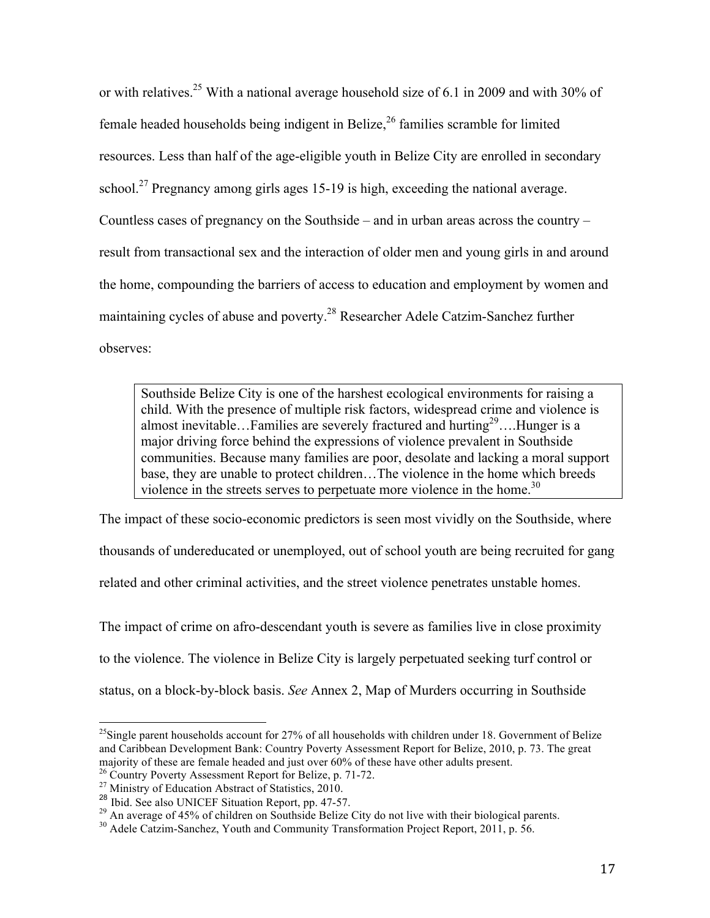or with relatives.[25] With a national average household size of 6.1 in 2009 and with 30% of female headed households being indigent in Belize,[26] families scramble for limited resources. Less than half of the age-eligible youth in Belize City are enrolled in secondary school.[27] Pregnancy among girls ages 15-19 is high, exceeding the national average. Countless cases of pregnancy on the Southside – and in urban areas across the country – result from transactional sex and the interaction of older men and young girls in and around the home, compounding the barriers of access to education and employment by women and maintaining cycles of abuse and poverty.[28] Researcher Adele Catzim-Sanchez further observes:

> Southside Belize City is one of the harshest ecological environments for raising a child. With the presence of multiple risk factors, widespread crime and violence is almost inevitable…Families are severely fractured and hurting[29]….Hunger is a major driving force behind the expressions of violence prevalent in Southside communities. Because many families are poor, desolate and lacking a moral support base, they are unable to protect children…The violence in the home which breeds violence in the streets serves to perpetuate more violence in the home.[30]

The impact of these socio-economic predictors is seen most vividly on the Southside, where thousands of undereducated or unemployed, out of school youth are being recruited for gang related and other criminal activities, and the street violence penetrates unstable homes.

The impact of crime on afro-descendant youth is severe as families live in close proximity to the violence. The violence in Belize City is largely perpetuated seeking turf control or status, on a block-by-block basis. *See* Annex 2, Map of Murders occurring in Southside

---

[25] Single parent households account for 27% of all households with children under 18. Government of Belize and Caribbean Development Bank: Country Poverty Assessment Report for Belize, 2010, p. 73. The great majority of these are female headed and just over 60% of these have other adults present.

[26] Country Poverty Assessment Report for Belize, p. 71-72.

[27] Ministry of Education Abstract of Statistics, 2010.

[28] Ibid. See also UNICEF Situation Report, pp. 47-57.

[29] An average of 45% of children on Southside Belize City do not live with their biological parents.

[30] Adele Catzim-Sanchez, Youth and Community Transformation Project Report, 2011, p. 56.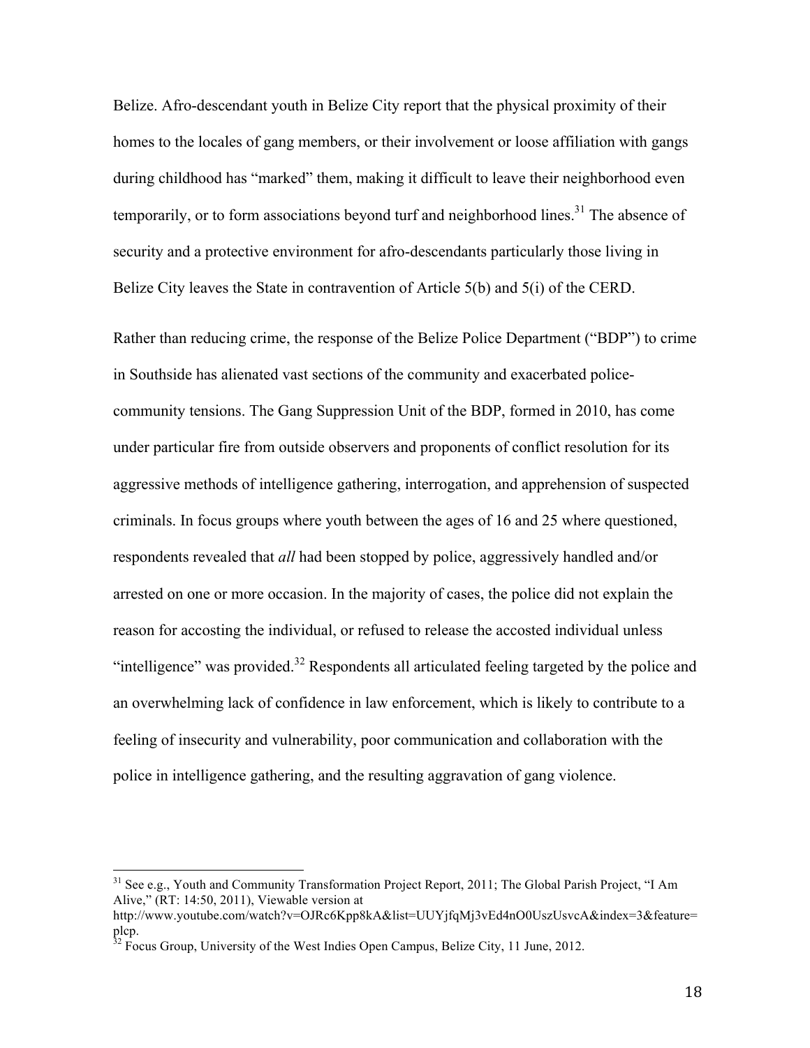Belize. Afro-descendant youth in Belize City report that the physical proximity of their homes to the locales of gang members, or their involvement or loose affiliation with gangs during childhood has “marked” them, making it difficult to leave their neighborhood even temporarily, or to form associations beyond turf and neighborhood lines.[31] The absence of security and a protective environment for afro-descendants particularly those living in Belize City leaves the State in contravention of Article 5(b) and 5(i) of the CERD.

Rather than reducing crime, the response of the Belize Police Department (“BDP”) to crime in Southside has alienated vast sections of the community and exacerbated police-community tensions. The Gang Suppression Unit of the BDP, formed in 2010, has come under particular fire from outside observers and proponents of conflict resolution for its aggressive methods of intelligence gathering, interrogation, and apprehension of suspected criminals. In focus groups where youth between the ages of 16 and 25 where questioned, respondents revealed that *all* had been stopped by police, aggressively handled and/or arrested on one or more occasion. In the majority of cases, the police did not explain the reason for accosting the individual, or refused to release the accosted individual unless “intelligence” was provided.[32] Respondents all articulated feeling targeted by the police and an overwhelming lack of confidence in law enforcement, which is likely to contribute to a feeling of insecurity and vulnerability, poor communication and collaboration with the police in intelligence gathering, and the resulting aggravation of gang violence.

---

[31] See e.g., Youth and Community Transformation Project Report, 2011; The Global Parish Project, “I Am Alive,” (RT: 14:50, 2011), Viewable version at http://www.youtube.com/watch?v=OJRc6Kpp8kA&list=UUYjfqMj3vEd4nO0UszUsvcA&index=3&feature=plcp.

[32] Focus Group, University of the West Indies Open Campus, Belize City, 11 June, 2012.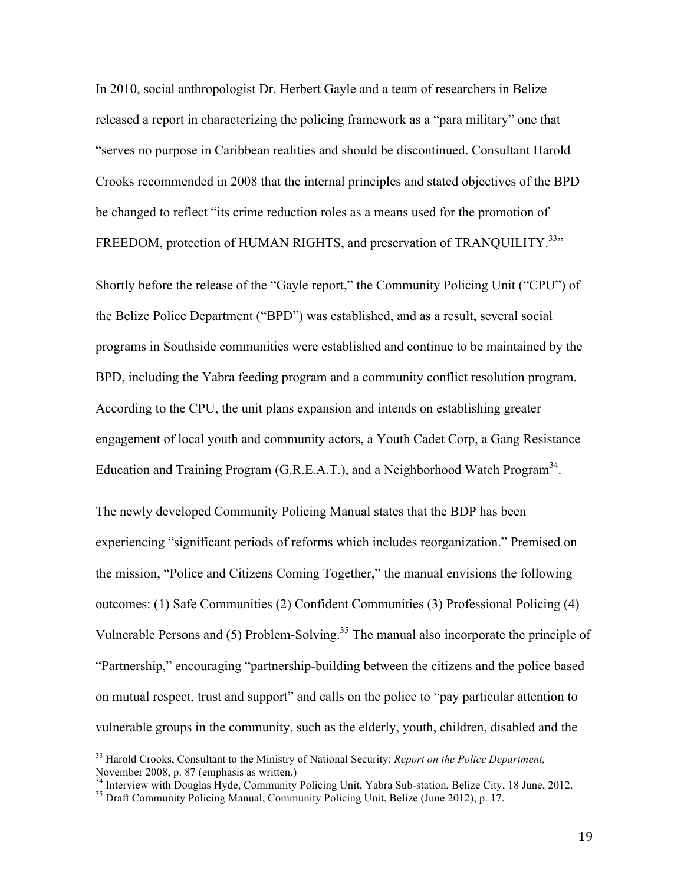In 2010, social anthropologist Dr. Herbert Gayle and a team of researchers in Belize released a report in characterizing the policing framework as a "para military" one that "serves no purpose in Caribbean realities and should be discontinued. Consultant Harold Crooks recommended in 2008 that the internal principles and stated objectives of the BPD be changed to reflect "its crime reduction roles as a means used for the promotion of FREEDOM, protection of HUMAN RIGHTS, and preservation of TRANQUILITY.[33]"

Shortly before the release of the "Gayle report," the Community Policing Unit ("CPU") of the Belize Police Department ("BPD") was established, and as a result, several social programs in Southside communities were established and continue to be maintained by the BPD, including the Yabra feeding program and a community conflict resolution program. According to the CPU, the unit plans expansion and intends on establishing greater engagement of local youth and community actors, a Youth Cadet Corp, a Gang Resistance Education and Training Program (G.R.E.A.T.), and a Neighborhood Watch Program[34].

The newly developed Community Policing Manual states that the BDP has been experiencing "significant periods of reforms which includes reorganization." Premised on the mission, "Police and Citizens Coming Together," the manual envisions the following outcomes: (1) Safe Communities (2) Confident Communities (3) Professional Policing (4) Vulnerable Persons and (5) Problem-Solving.[35] The manual also incorporate the principle of "Partnership," encouraging "partnership-building between the citizens and the police based on mutual respect, trust and support" and calls on the police to "pay particular attention to vulnerable groups in the community, such as the elderly, youth, children, disabled and the

---

[33] Harold Crooks, Consultant to the Ministry of National Security: *Report on the Police Department,* November 2008, p. 87 (emphasis as written.)

[34] Interview with Douglas Hyde, Community Policing Unit, Yabra Sub-station, Belize City, 18 June, 2012.

[35] Draft Community Policing Manual, Community Policing Unit, Belize (June 2012), p. 17.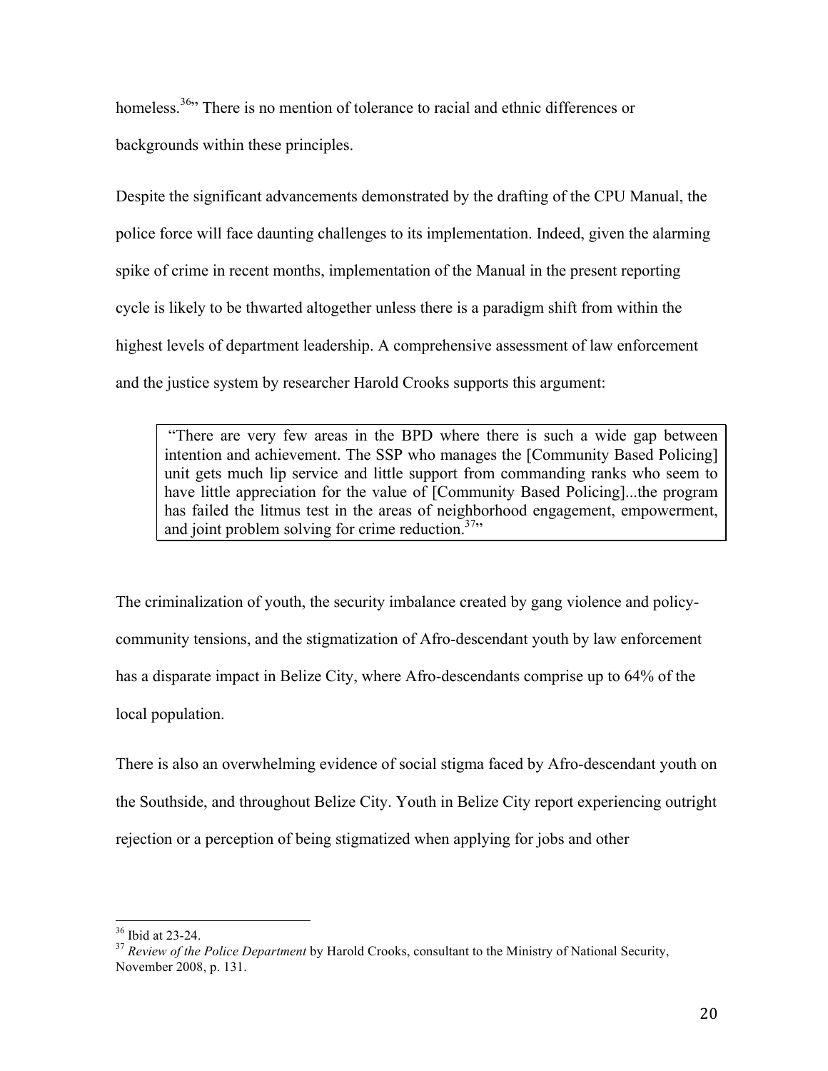homeless.[36]" There is no mention of tolerance to racial and ethnic differences or backgrounds within these principles.

Despite the significant advancements demonstrated by the drafting of the CPU Manual, the police force will face daunting challenges to its implementation. Indeed, given the alarming spike of crime in recent months, implementation of the Manual in the present reporting cycle is likely to be thwarted altogether unless there is a paradigm shift from within the highest levels of department leadership. A comprehensive assessment of law enforcement and the justice system by researcher Harold Crooks supports this argument:

> "There are very few areas in the BPD where there is such a wide gap between intention and achievement. The SSP who manages the [Community Based Policing] unit gets much lip service and little support from commanding ranks who seem to have little appreciation for the value of [Community Based Policing]...the program has failed the litmus test in the areas of neighborhood engagement, empowerment, and joint problem solving for crime reduction.[37]"

The criminalization of youth, the security imbalance created by gang violence and policy-community tensions, and the stigmatization of Afro-descendant youth by law enforcement has a disparate impact in Belize City, where Afro-descendants comprise up to 64% of the local population.

There is also an overwhelming evidence of social stigma faced by Afro-descendant youth on the Southside, and throughout Belize City. Youth in Belize City report experiencing outright rejection or a perception of being stigmatized when applying for jobs and other

---

[36] Ibid at 23-24.

[37] *Review of the Police Department* by Harold Crooks, consultant to the Ministry of National Security, November 2008, p. 131.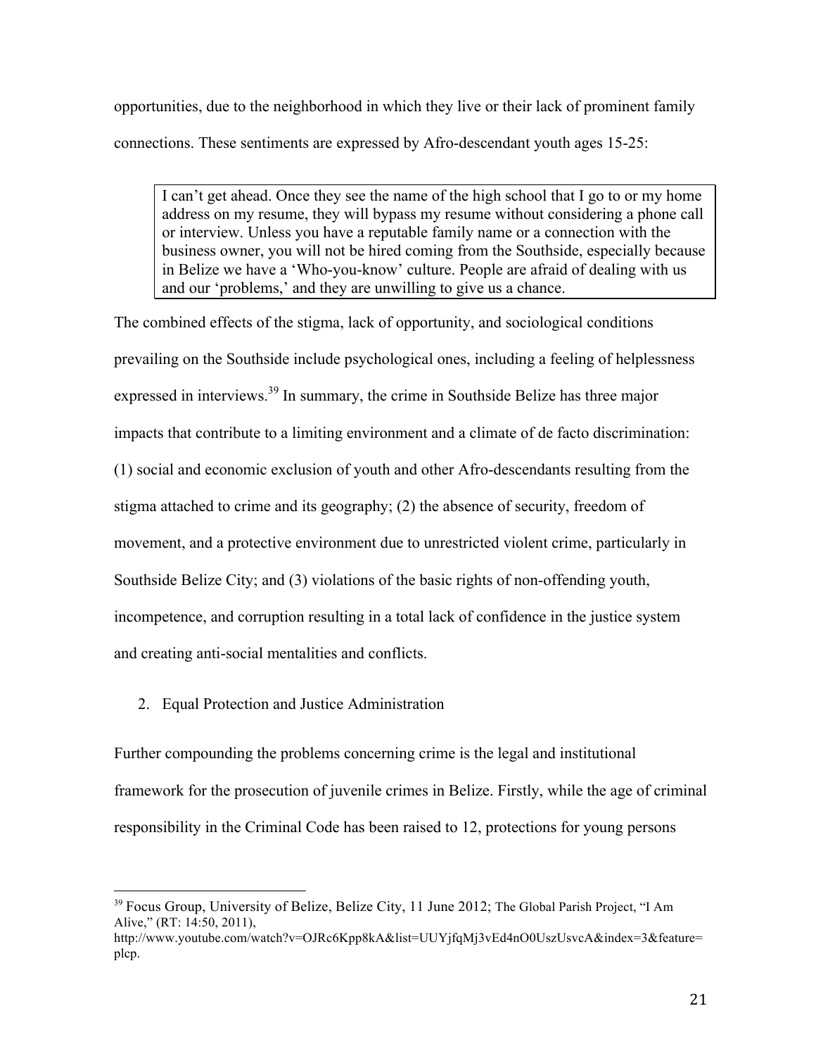opportunities, due to the neighborhood in which they live or their lack of prominent family connections. These sentiments are expressed by Afro-descendant youth ages 15-25:

> I can't get ahead. Once they see the name of the high school that I go to or my home address on my resume, they will bypass my resume without considering a phone call or interview. Unless you have a reputable family name or a connection with the business owner, you will not be hired coming from the Southside, especially because in Belize we have a 'Who-you-know' culture. People are afraid of dealing with us and our 'problems,' and they are unwilling to give us a chance.

The combined effects of the stigma, lack of opportunity, and sociological conditions prevailing on the Southside include psychological ones, including a feeling of helplessness expressed in interviews.[39] In summary, the crime in Southside Belize has three major impacts that contribute to a limiting environment and a climate of de facto discrimination: (1) social and economic exclusion of youth and other Afro-descendants resulting from the stigma attached to crime and its geography; (2) the absence of security, freedom of movement, and a protective environment due to unrestricted violent crime, particularly in Southside Belize City; and (3) violations of the basic rights of non-offending youth, incompetence, and corruption resulting in a total lack of confidence in the justice system and creating anti-social mentalities and conflicts.

2. Equal Protection and Justice Administration

Further compounding the problems concerning crime is the legal and institutional framework for the prosecution of juvenile crimes in Belize. Firstly, while the age of criminal responsibility in the Criminal Code has been raised to 12, protections for young persons

---

[39] Focus Group, University of Belize, Belize City, 11 June 2012; The Global Parish Project, "I Am Alive," (RT: 14:50, 2011), http://www.youtube.com/watch?v=OJRc6Kpp8kA&list=UUYjfqMj3vEd4nO0UszUsvcA&index=3&feature=plcp.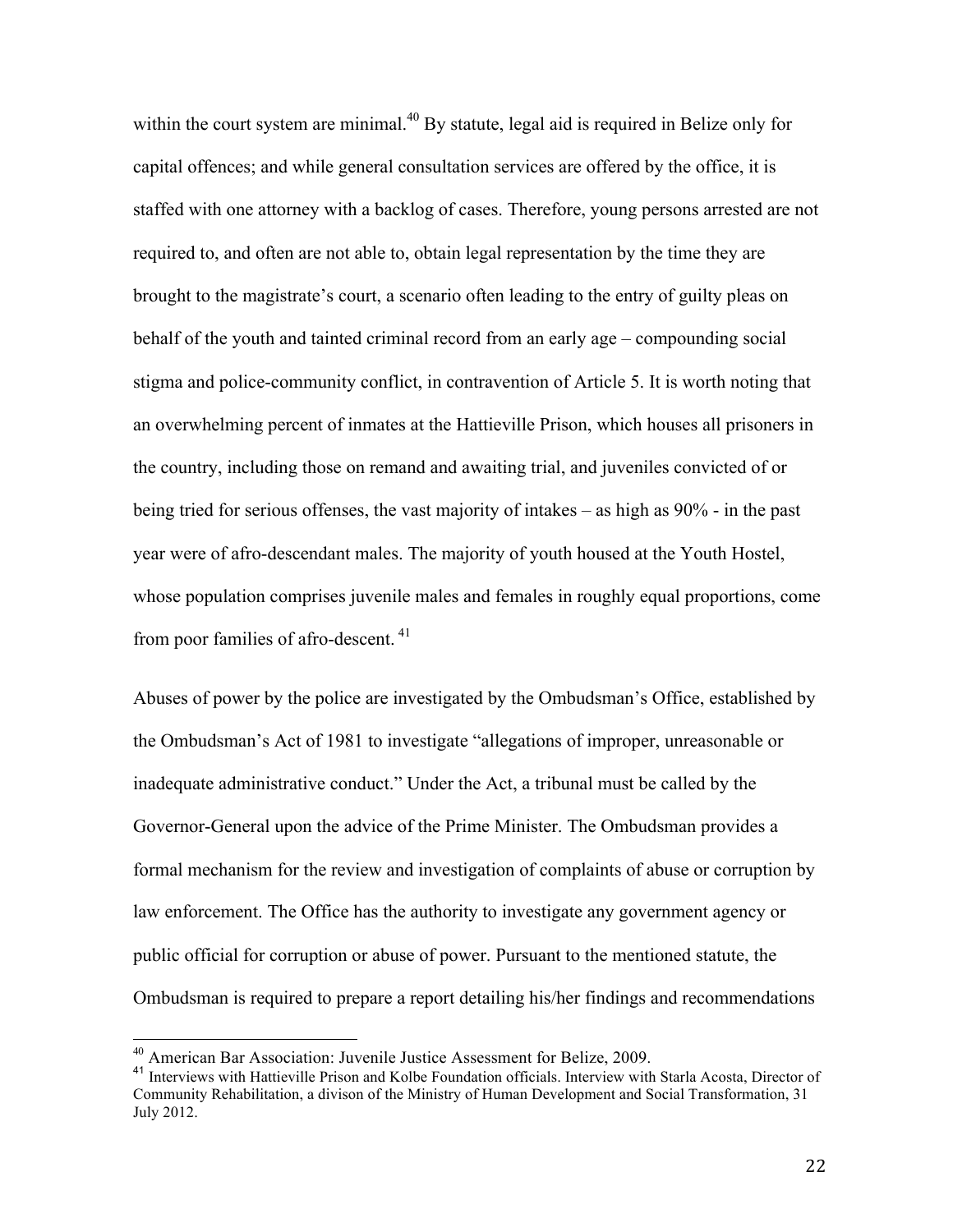within the court system are minimal.[40] By statute, legal aid is required in Belize only for capital offences; and while general consultation services are offered by the office, it is staffed with one attorney with a backlog of cases. Therefore, young persons arrested are not required to, and often are not able to, obtain legal representation by the time they are brought to the magistrate's court, a scenario often leading to the entry of guilty pleas on behalf of the youth and tainted criminal record from an early age – compounding social stigma and police-community conflict, in contravention of Article 5. It is worth noting that an overwhelming percent of inmates at the Hattieville Prison, which houses all prisoners in the country, including those on remand and awaiting trial, and juveniles convicted of or being tried for serious offenses, the vast majority of intakes – as high as 90% - in the past year were of afro-descendant males. The majority of youth housed at the Youth Hostel, whose population comprises juvenile males and females in roughly equal proportions, come from poor families of afro-descent.[41]

Abuses of power by the police are investigated by the Ombudsman's Office, established by the Ombudsman's Act of 1981 to investigate "allegations of improper, unreasonable or inadequate administrative conduct." Under the Act, a tribunal must be called by the Governor-General upon the advice of the Prime Minister. The Ombudsman provides a formal mechanism for the review and investigation of complaints of abuse or corruption by law enforcement. The Office has the authority to investigate any government agency or public official for corruption or abuse of power. Pursuant to the mentioned statute, the Ombudsman is required to prepare a report detailing his/her findings and recommendations

---

[40] American Bar Association: Juvenile Justice Assessment for Belize, 2009.

[41] Interviews with Hattieville Prison and Kolbe Foundation officials. Interview with Starla Acosta, Director of Community Rehabilitation, a divison of the Ministry of Human Development and Social Transformation, 31 July 2012.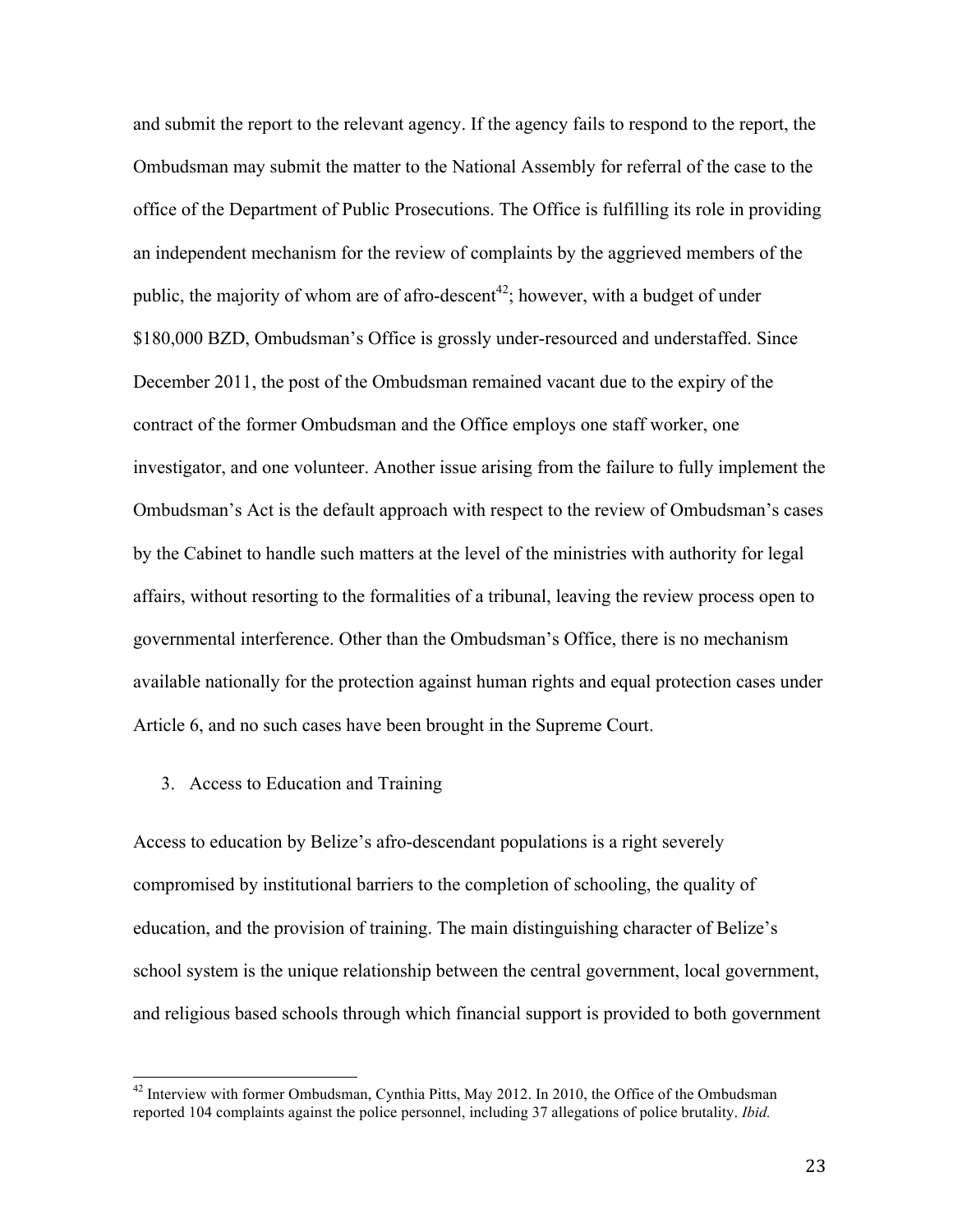and submit the report to the relevant agency. If the agency fails to respond to the report, the Ombudsman may submit the matter to the National Assembly for referral of the case to the office of the Department of Public Prosecutions. The Office is fulfilling its role in providing an independent mechanism for the review of complaints by the aggrieved members of the public, the majority of whom are of afro-descent[42]; however, with a budget of under $180,000 BZD, Ombudsman's Office is grossly under-resourced and understaffed. Since December 2011, the post of the Ombudsman remained vacant due to the expiry of the contract of the former Ombudsman and the Office employs one staff worker, one investigator, and one volunteer. Another issue arising from the failure to fully implement the Ombudsman's Act is the default approach with respect to the review of Ombudsman's cases by the Cabinet to handle such matters at the level of the ministries with authority for legal affairs, without resorting to the formalities of a tribunal, leaving the review process open to governmental interference. Other than the Ombudsman's Office, there is no mechanism available nationally for the protection against human rights and equal protection cases under Article 6, and no such cases have been brought in the Supreme Court.

3. Access to Education and Training

Access to education by Belize's afro-descendant populations is a right severely compromised by institutional barriers to the completion of schooling, the quality of education, and the provision of training. The main distinguishing character of Belize's school system is the unique relationship between the central government, local government, and religious based schools through which financial support is provided to both government

---

[42] Interview with former Ombudsman, Cynthia Pitts, May 2012. In 2010, the Office of the Ombudsman reported 104 complaints against the police personnel, including 37 allegations of police brutality. *Ibid.*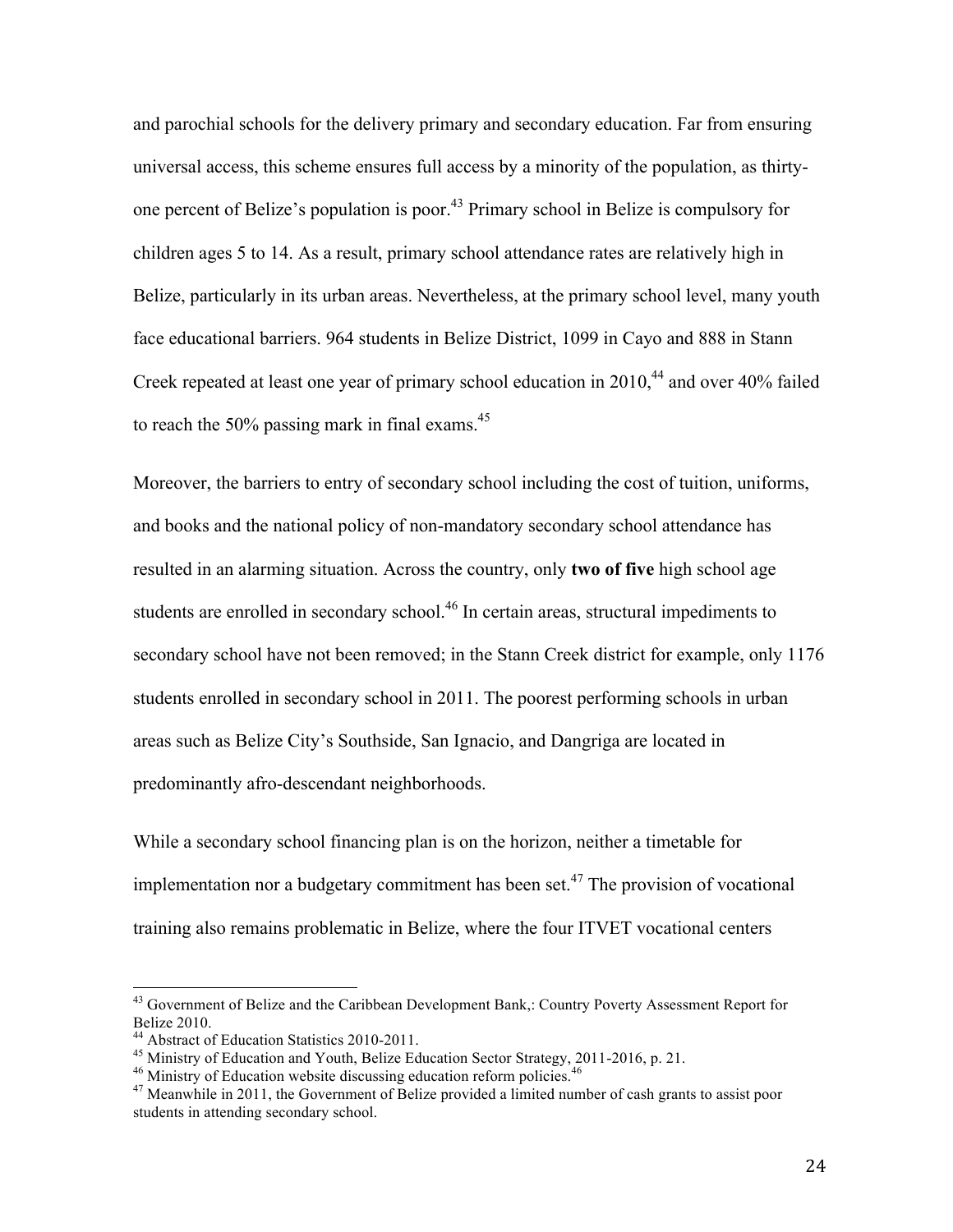and parochial schools for the delivery primary and secondary education. Far from ensuring universal access, this scheme ensures full access by a minority of the population, as thirty-one percent of Belize's population is poor.[43] Primary school in Belize is compulsory for children ages 5 to 14. As a result, primary school attendance rates are relatively high in Belize, particularly in its urban areas. Nevertheless, at the primary school level, many youth face educational barriers. 964 students in Belize District, 1099 in Cayo and 888 in Stann Creek repeated at least one year of primary school education in 2010,[44] and over 40% failed to reach the 50% passing mark in final exams.[45]

Moreover, the barriers to entry of secondary school including the cost of tuition, uniforms, and books and the national policy of non-mandatory secondary school attendance has resulted in an alarming situation. Across the country, only **two of five** high school age students are enrolled in secondary school.[46] In certain areas, structural impediments to secondary school have not been removed; in the Stann Creek district for example, only 1176 students enrolled in secondary school in 2011. The poorest performing schools in urban areas such as Belize City's Southside, San Ignacio, and Dangriga are located in predominantly afro-descendant neighborhoods.

While a secondary school financing plan is on the horizon, neither a timetable for implementation nor a budgetary commitment has been set.[47] The provision of vocational training also remains problematic in Belize, where the four ITVET vocational centers

---

[43] Government of Belize and the Caribbean Development Bank,: Country Poverty Assessment Report for Belize 2010.

[44] Abstract of Education Statistics 2010-2011.

[45] Ministry of Education and Youth, Belize Education Sector Strategy, 2011-2016, p. 21.

[46] Ministry of Education website discussing education reform policies.[46]

[47] Meanwhile in 2011, the Government of Belize provided a limited number of cash grants to assist poor students in attending secondary school.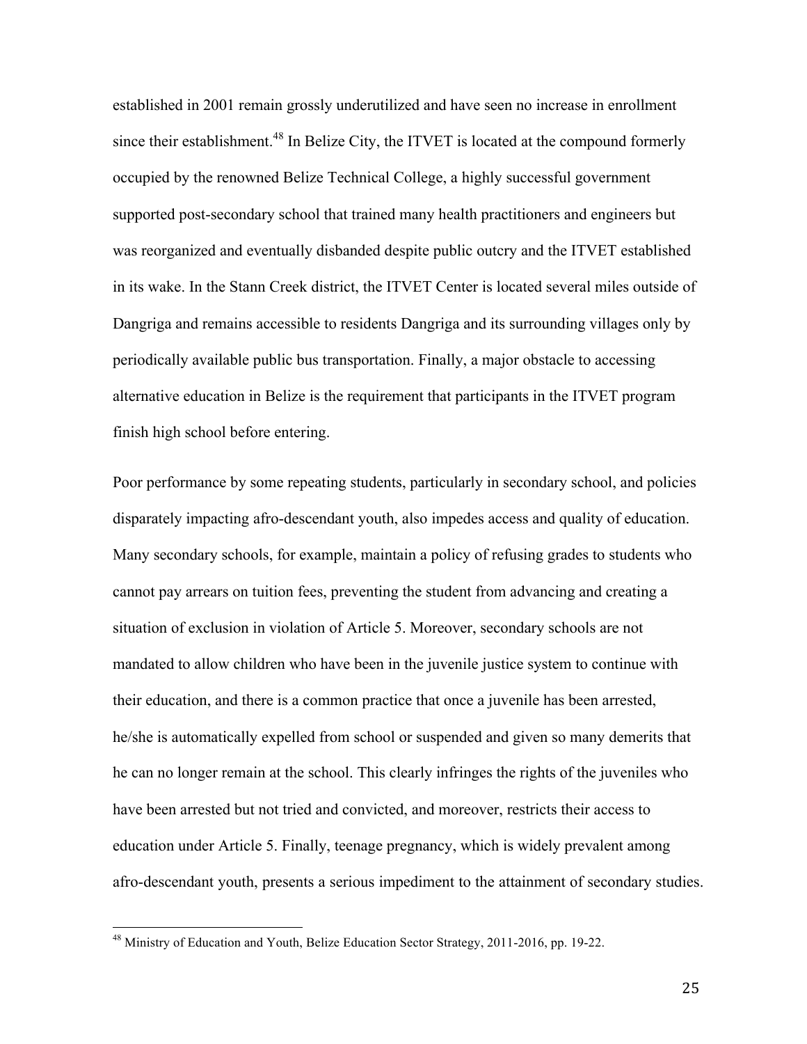established in 2001 remain grossly underutilized and have seen no increase in enrollment since their establishment.[48] In Belize City, the ITVET is located at the compound formerly occupied by the renowned Belize Technical College, a highly successful government supported post-secondary school that trained many health practitioners and engineers but was reorganized and eventually disbanded despite public outcry and the ITVET established in its wake. In the Stann Creek district, the ITVET Center is located several miles outside of Dangriga and remains accessible to residents Dangriga and its surrounding villages only by periodically available public bus transportation. Finally, a major obstacle to accessing alternative education in Belize is the requirement that participants in the ITVET program finish high school before entering.

Poor performance by some repeating students, particularly in secondary school, and policies disparately impacting afro-descendant youth, also impedes access and quality of education. Many secondary schools, for example, maintain a policy of refusing grades to students who cannot pay arrears on tuition fees, preventing the student from advancing and creating a situation of exclusion in violation of Article 5. Moreover, secondary schools are not mandated to allow children who have been in the juvenile justice system to continue with their education, and there is a common practice that once a juvenile has been arrested, he/she is automatically expelled from school or suspended and given so many demerits that he can no longer remain at the school. This clearly infringes the rights of the juveniles who have been arrested but not tried and convicted, and moreover, restricts their access to education under Article 5. Finally, teenage pregnancy, which is widely prevalent among afro-descendant youth, presents a serious impediment to the attainment of secondary studies.

---

[48] Ministry of Education and Youth, Belize Education Sector Strategy, 2011-2016, pp. 19-22.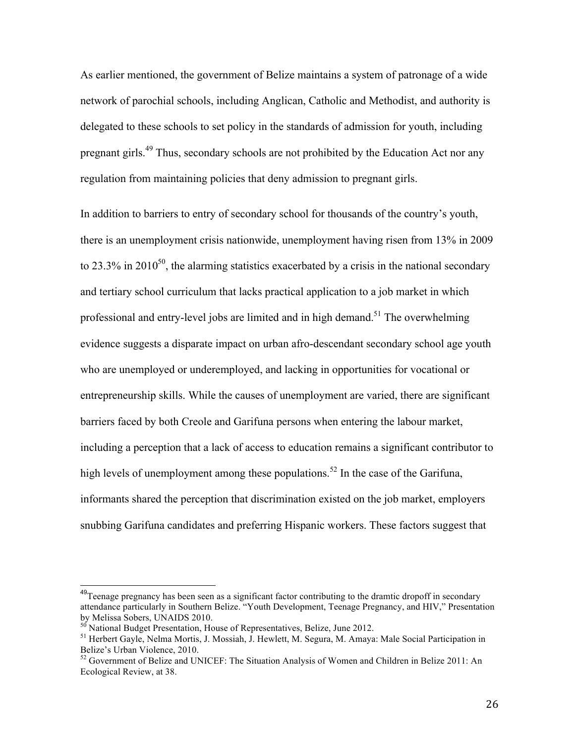As earlier mentioned, the government of Belize maintains a system of patronage of a wide network of parochial schools, including Anglican, Catholic and Methodist, and authority is delegated to these schools to set policy in the standards of admission for youth, including pregnant girls.[49] Thus, secondary schools are not prohibited by the Education Act nor any regulation from maintaining policies that deny admission to pregnant girls.

In addition to barriers to entry of secondary school for thousands of the country's youth, there is an unemployment crisis nationwide, unemployment having risen from 13% in 2009 to 23.3% in 2010[50], the alarming statistics exacerbated by a crisis in the national secondary and tertiary school curriculum that lacks practical application to a job market in which professional and entry-level jobs are limited and in high demand.[51] The overwhelming evidence suggests a disparate impact on urban afro-descendant secondary school age youth who are unemployed or underemployed, and lacking in opportunities for vocational or entrepreneurship skills. While the causes of unemployment are varied, there are significant barriers faced by both Creole and Garifuna persons when entering the labour market, including a perception that a lack of access to education remains a significant contributor to high levels of unemployment among these populations.[52] In the case of the Garifuna, informants shared the perception that discrimination existed on the job market, employers snubbing Garifuna candidates and preferring Hispanic workers. These factors suggest that

---

[49] Teenage pregnancy has been seen as a significant factor contributing to the dramtic dropoff in secondary attendance particularly in Southern Belize. "Youth Development, Teenage Pregnancy, and HIV," Presentation by Melissa Sobers, UNAIDS 2010.

[50] National Budget Presentation, House of Representatives, Belize, June 2012.

[51] Herbert Gayle, Nelma Mortis, J. Mossiah, J. Hewlett, M. Segura, M. Amaya: Male Social Participation in Belize's Urban Violence, 2010.

[52] Government of Belize and UNICEF: The Situation Analysis of Women and Children in Belize 2011: An Ecological Review, at 38.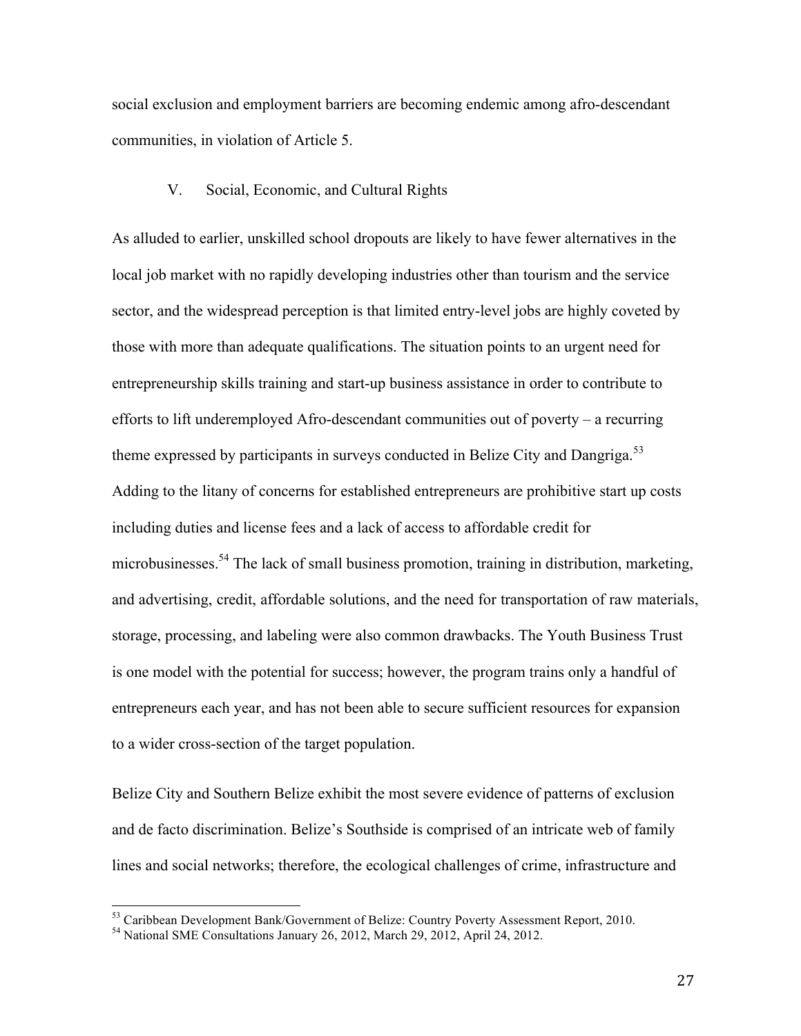social exclusion and employment barriers are becoming endemic among afro-descendant communities, in violation of Article 5.

## V. Social, Economic, and Cultural Rights

As alluded to earlier, unskilled school dropouts are likely to have fewer alternatives in the local job market with no rapidly developing industries other than tourism and the service sector, and the widespread perception is that limited entry-level jobs are highly coveted by those with more than adequate qualifications. The situation points to an urgent need for entrepreneurship skills training and start-up business assistance in order to contribute to efforts to lift underemployed Afro-descendant communities out of poverty – a recurring theme expressed by participants in surveys conducted in Belize City and Dangriga.[53] Adding to the litany of concerns for established entrepreneurs are prohibitive start up costs including duties and license fees and a lack of access to affordable credit for microbusinesses.[54] The lack of small business promotion, training in distribution, marketing, and advertising, credit, affordable solutions, and the need for transportation of raw materials, storage, processing, and labeling were also common drawbacks. The Youth Business Trust is one model with the potential for success; however, the program trains only a handful of entrepreneurs each year, and has not been able to secure sufficient resources for expansion to a wider cross-section of the target population.

Belize City and Southern Belize exhibit the most severe evidence of patterns of exclusion and de facto discrimination. Belize's Southside is comprised of an intricate web of family lines and social networks; therefore, the ecological challenges of crime, infrastructure and

---

[53] Caribbean Development Bank/Government of Belize: Country Poverty Assessment Report, 2010.

[54] National SME Consultations January 26, 2012, March 29, 2012, April 24, 2012.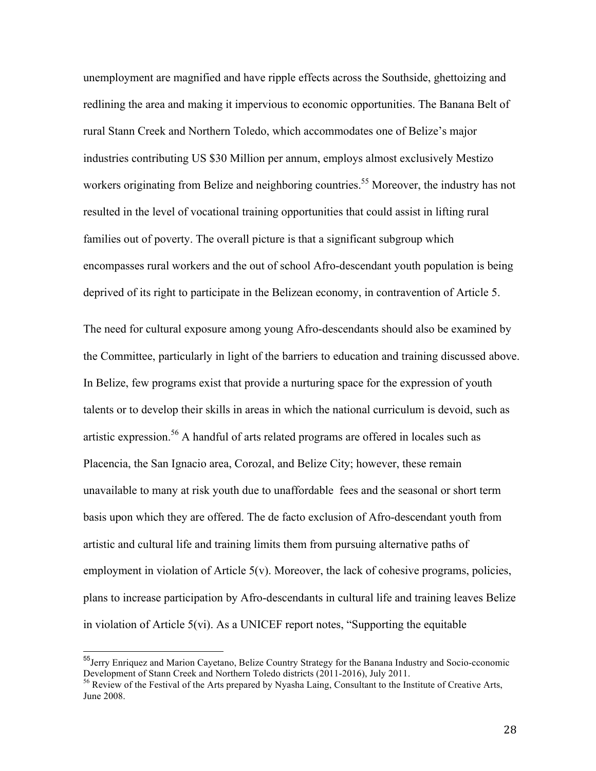unemployment are magnified and have ripple effects across the Southside, ghettoizing and redlining the area and making it impervious to economic opportunities. The Banana Belt of rural Stann Creek and Northern Toledo, which accommodates one of Belize's major industries contributing US $30 Million per annum, employs almost exclusively Mestizo workers originating from Belize and neighboring countries.[55] Moreover, the industry has not resulted in the level of vocational training opportunities that could assist in lifting rural families out of poverty. The overall picture is that a significant subgroup which encompasses rural workers and the out of school Afro-descendant youth population is being deprived of its right to participate in the Belizean economy, in contravention of Article 5.

The need for cultural exposure among young Afro-descendants should also be examined by the Committee, particularly in light of the barriers to education and training discussed above. In Belize, few programs exist that provide a nurturing space for the expression of youth talents or to develop their skills in areas in which the national curriculum is devoid, such as artistic expression.[56] A handful of arts related programs are offered in locales such as Placencia, the San Ignacio area, Corozal, and Belize City; however, these remain unavailable to many at risk youth due to unaffordable fees and the seasonal or short term basis upon which they are offered. The de facto exclusion of Afro-descendant youth from artistic and cultural life and training limits them from pursuing alternative paths of employment in violation of Article 5(v). Moreover, the lack of cohesive programs, policies, plans to increase participation by Afro-descendants in cultural life and training leaves Belize in violation of Article 5(vi). As a UNICEF report notes, "Supporting the equitable

---

[55] Jerry Enriquez and Marion Cayetano, Belize Country Strategy for the Banana Industry and Socio-cconomic Development of Stann Creek and Northern Toledo districts (2011-2016), July 2011.

[56] Review of the Festival of the Arts prepared by Nyasha Laing, Consultant to the Institute of Creative Arts, June 2008.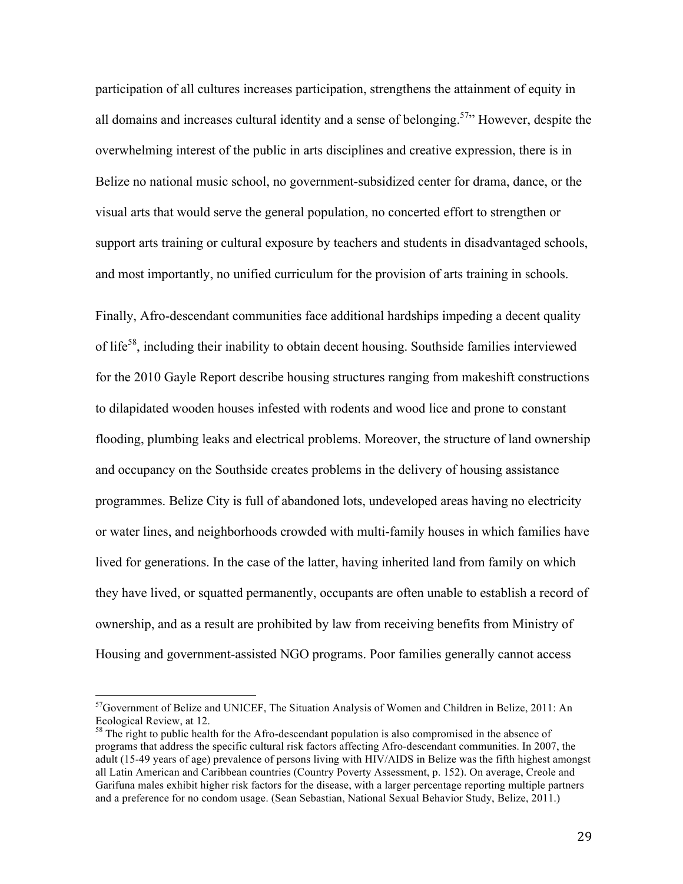participation of all cultures increases participation, strengthens the attainment of equity in all domains and increases cultural identity and a sense of belonging.[57]" However, despite the overwhelming interest of the public in arts disciplines and creative expression, there is in Belize no national music school, no government-subsidized center for drama, dance, or the visual arts that would serve the general population, no concerted effort to strengthen or support arts training or cultural exposure by teachers and students in disadvantaged schools, and most importantly, no unified curriculum for the provision of arts training in schools.

Finally, Afro-descendant communities face additional hardships impeding a decent quality of life[58], including their inability to obtain decent housing. Southside families interviewed for the 2010 Gayle Report describe housing structures ranging from makeshift constructions to dilapidated wooden houses infested with rodents and wood lice and prone to constant flooding, plumbing leaks and electrical problems. Moreover, the structure of land ownership and occupancy on the Southside creates problems in the delivery of housing assistance programmes. Belize City is full of abandoned lots, undeveloped areas having no electricity or water lines, and neighborhoods crowded with multi-family houses in which families have lived for generations. In the case of the latter, having inherited land from family on which they have lived, or squatted permanently, occupants are often unable to establish a record of ownership, and as a result are prohibited by law from receiving benefits from Ministry of Housing and government-assisted NGO programs. Poor families generally cannot access

---

[57] Government of Belize and UNICEF, The Situation Analysis of Women and Children in Belize, 2011: An Ecological Review, at 12.

[58] The right to public health for the Afro-descendant population is also compromised in the absence of programs that address the specific cultural risk factors affecting Afro-descendant communities. In 2007, the adult (15-49 years of age) prevalence of persons living with HIV/AIDS in Belize was the fifth highest amongst all Latin American and Caribbean countries (Country Poverty Assessment, p. 152). On average, Creole and Garifuna males exhibit higher risk factors for the disease, with a larger percentage reporting multiple partners and a preference for no condom usage. (Sean Sebastian, National Sexual Behavior Study, Belize, 2011.)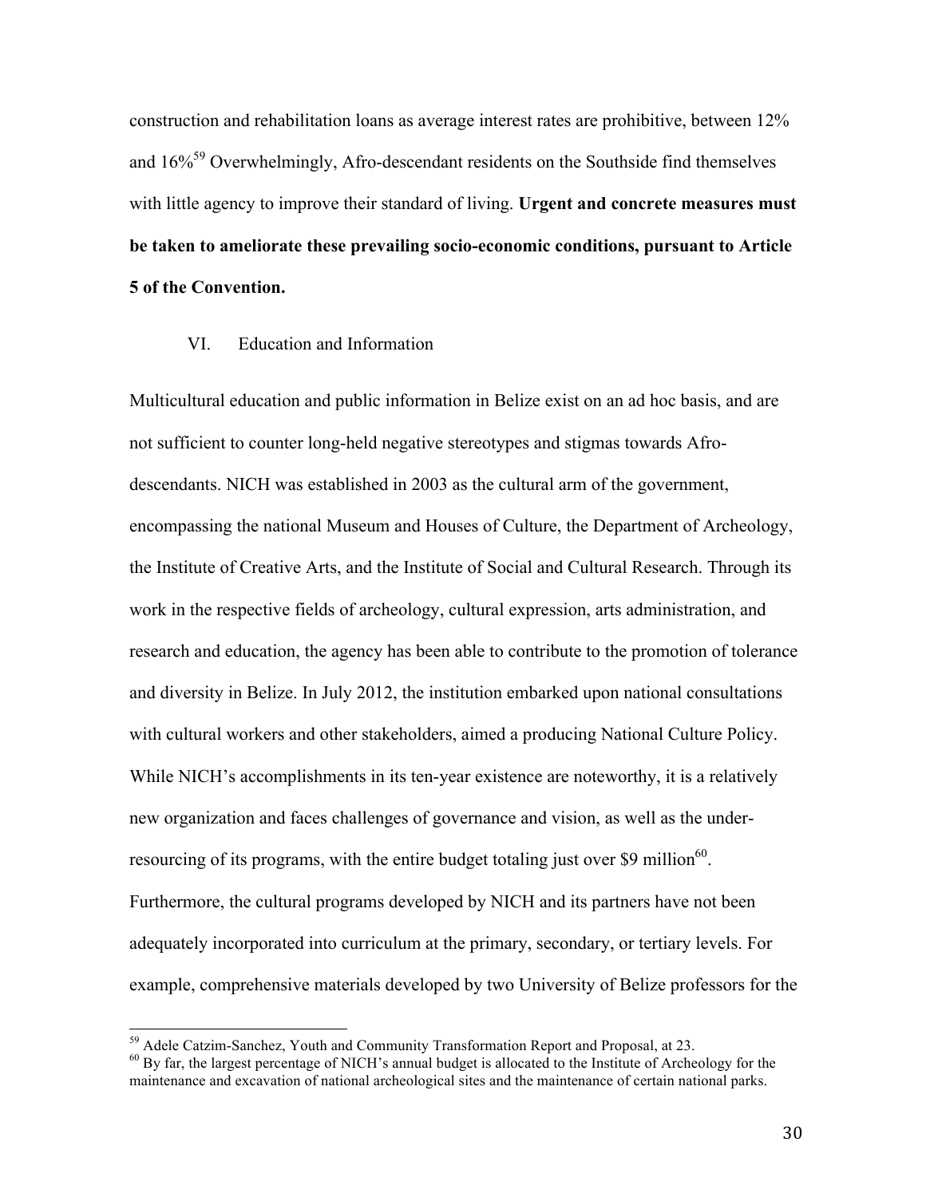construction and rehabilitation loans as average interest rates are prohibitive, between 12% and 16%[59] Overwhelmingly, Afro-descendant residents on the Southside find themselves with little agency to improve their standard of living. **Urgent and concrete measures must be taken to ameliorate these prevailing socio-economic conditions, pursuant to Article 5 of the Convention.**

## VI. Education and Information

Multicultural education and public information in Belize exist on an ad hoc basis, and are not sufficient to counter long-held negative stereotypes and stigmas towards Afro-descendants. NICH was established in 2003 as the cultural arm of the government, encompassing the national Museum and Houses of Culture, the Department of Archeology, the Institute of Creative Arts, and the Institute of Social and Cultural Research. Through its work in the respective fields of archeology, cultural expression, arts administration, and research and education, the agency has been able to contribute to the promotion of tolerance and diversity in Belize. In July 2012, the institution embarked upon national consultations with cultural workers and other stakeholders, aimed a producing National Culture Policy. While NICH's accomplishments in its ten-year existence are noteworthy, it is a relatively new organization and faces challenges of governance and vision, as well as the under-resourcing of its programs, with the entire budget totaling just over \$9 million[60]. Furthermore, the cultural programs developed by NICH and its partners have not been adequately incorporated into curriculum at the primary, secondary, or tertiary levels. For example, comprehensive materials developed by two University of Belize professors for the

---

[59] Adele Catzim-Sanchez, Youth and Community Transformation Report and Proposal, at 23.

[60] By far, the largest percentage of NICH's annual budget is allocated to the Institute of Archeology for the maintenance and excavation of national archeological sites and the maintenance of certain national parks.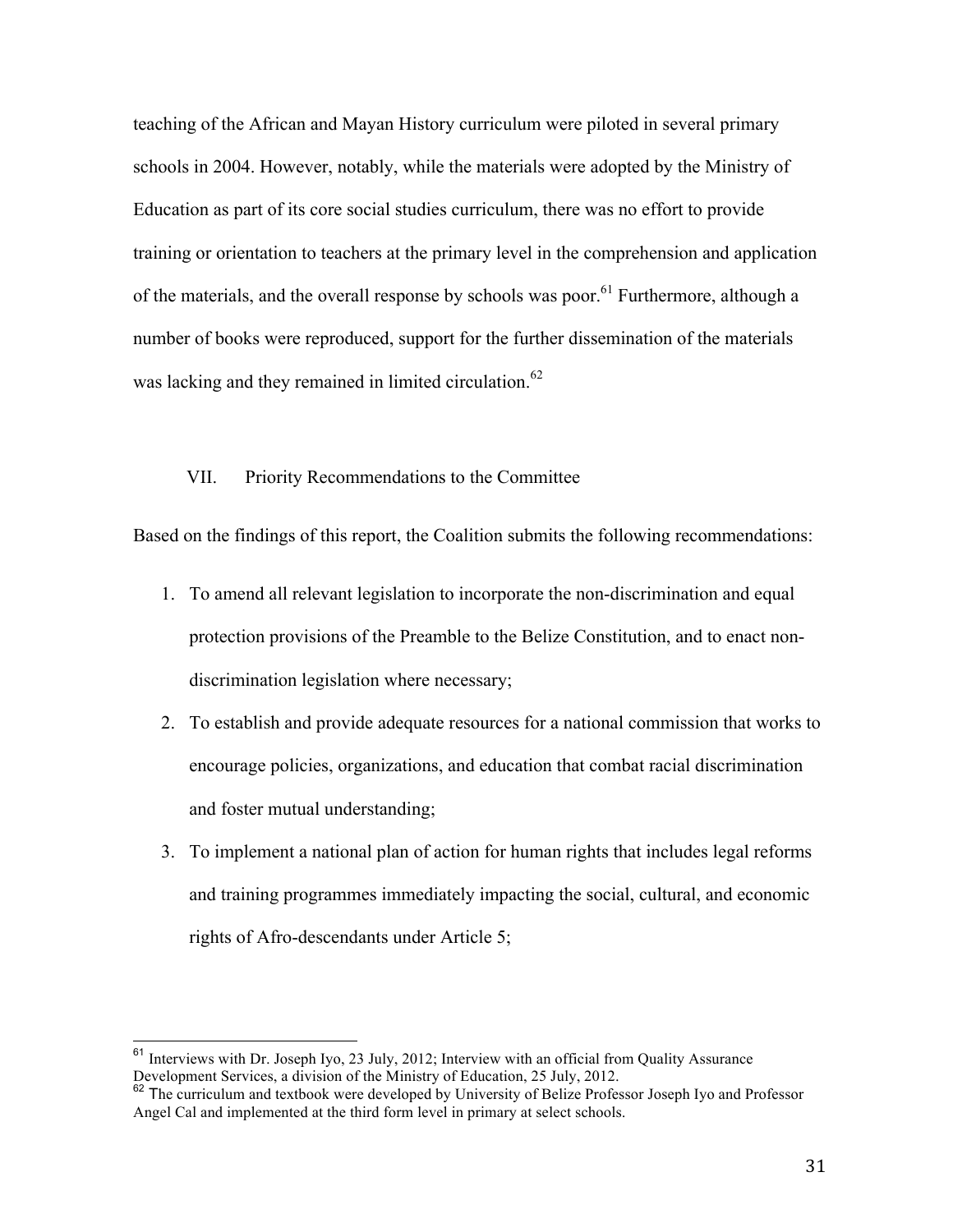teaching of the African and Mayan History curriculum were piloted in several primary schools in 2004. However, notably, while the materials were adopted by the Ministry of Education as part of its core social studies curriculum, there was no effort to provide training or orientation to teachers at the primary level in the comprehension and application of the materials, and the overall response by schools was poor.[61] Furthermore, although a number of books were reproduced, support for the further dissemination of the materials was lacking and they remained in limited circulation.[62]

## VII. Priority Recommendations to the Committee

Based on the findings of this report, the Coalition submits the following recommendations:

1. To amend all relevant legislation to incorporate the non-discrimination and equal protection provisions of the Preamble to the Belize Constitution, and to enact non-discrimination legislation where necessary;
2. To establish and provide adequate resources for a national commission that works to encourage policies, organizations, and education that combat racial discrimination and foster mutual understanding;
3. To implement a national plan of action for human rights that includes legal reforms and training programmes immediately impacting the social, cultural, and economic rights of Afro-descendants under Article 5;

---

[61] Interviews with Dr. Joseph Iyo, 23 July, 2012; Interview with an official from Quality Assurance Development Services, a division of the Ministry of Education, 25 July, 2012.

[62] The curriculum and textbook were developed by University of Belize Professor Joseph Iyo and Professor Angel Cal and implemented at the third form level in primary at select schools.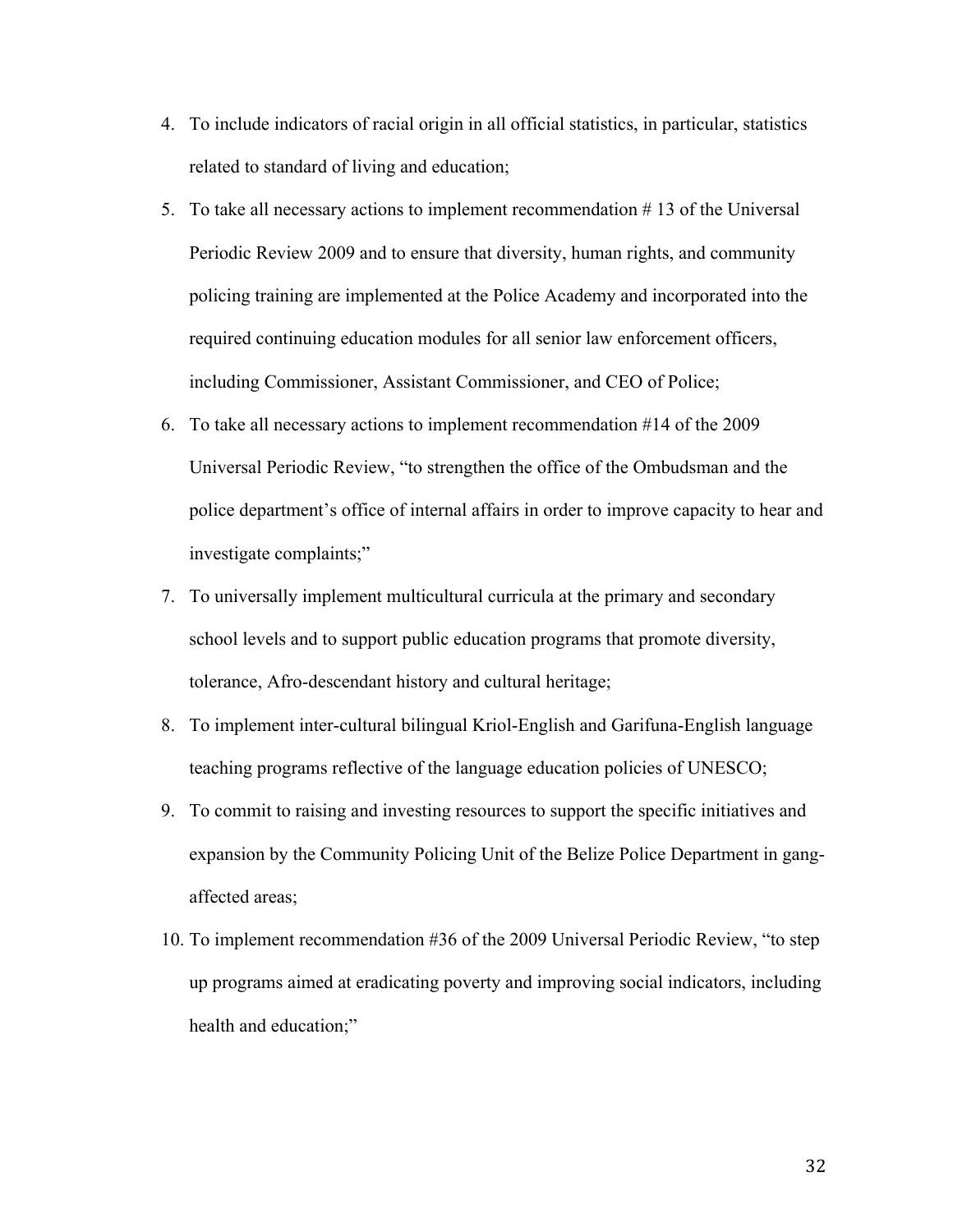4. To include indicators of racial origin in all official statistics, in particular, statistics related to standard of living and education;
5. To take all necessary actions to implement recommendation # 13 of the Universal Periodic Review 2009 and to ensure that diversity, human rights, and community policing training are implemented at the Police Academy and incorporated into the required continuing education modules for all senior law enforcement officers, including Commissioner, Assistant Commissioner, and CEO of Police;
6. To take all necessary actions to implement recommendation #14 of the 2009 Universal Periodic Review, "to strengthen the office of the Ombudsman and the police department's office of internal affairs in order to improve capacity to hear and investigate complaints;"
7. To universally implement multicultural curricula at the primary and secondary school levels and to support public education programs that promote diversity, tolerance, Afro-descendant history and cultural heritage;
8. To implement inter-cultural bilingual Kriol-English and Garifuna-English language teaching programs reflective of the language education policies of UNESCO;
9. To commit to raising and investing resources to support the specific initiatives and expansion by the Community Policing Unit of the Belize Police Department in gang-affected areas;
10. To implement recommendation #36 of the 2009 Universal Periodic Review, "to step up programs aimed at eradicating poverty and improving social indicators, including health and education;"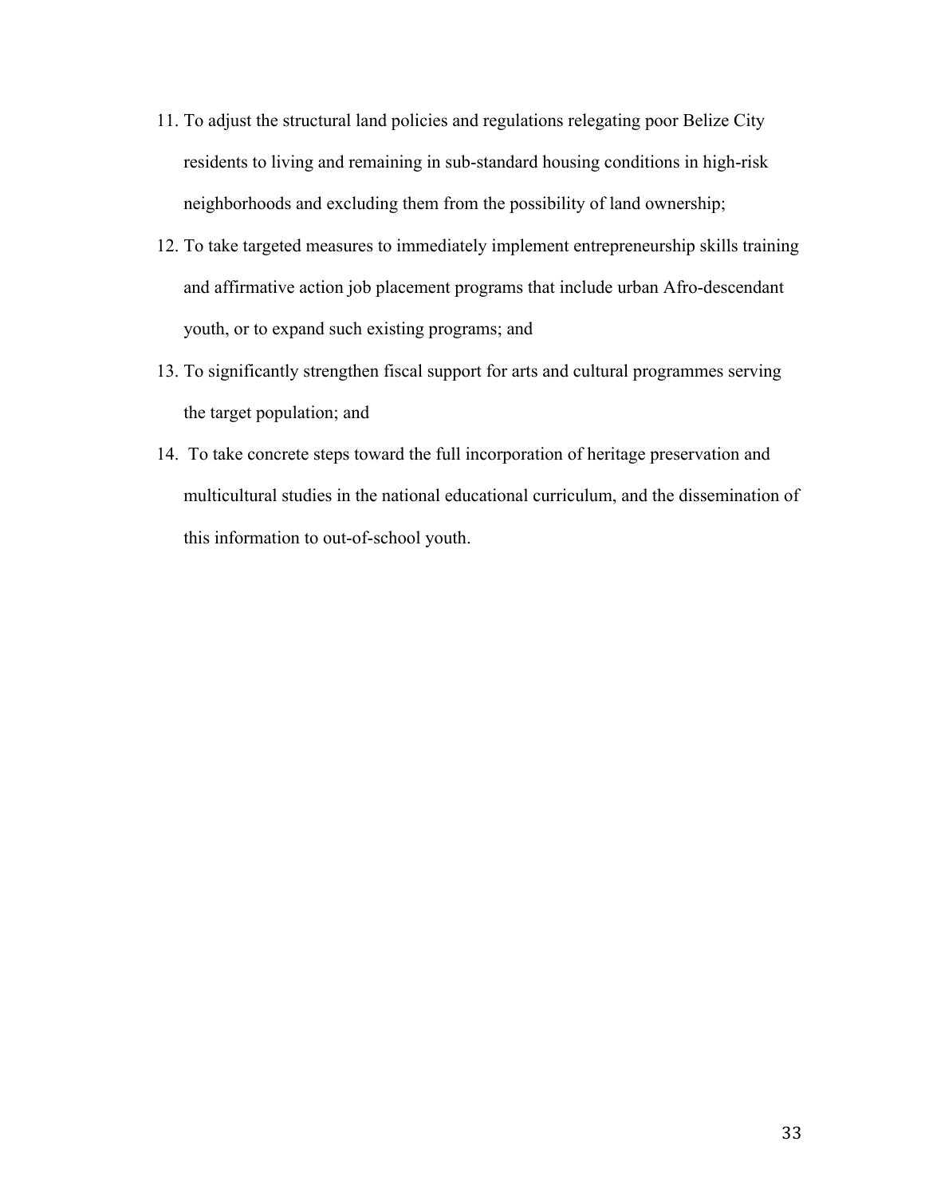11. To adjust the structural land policies and regulations relegating poor Belize City residents to living and remaining in sub-standard housing conditions in high-risk neighborhoods and excluding them from the possibility of land ownership;
12. To take targeted measures to immediately implement entrepreneurship skills training and affirmative action job placement programs that include urban Afro-descendant youth, or to expand such existing programs; and
13. To significantly strengthen fiscal support for arts and cultural programmes serving the target population; and
14. To take concrete steps toward the full incorporation of heritage preservation and multicultural studies in the national educational curriculum, and the dissemination of this information to out-of-school youth.